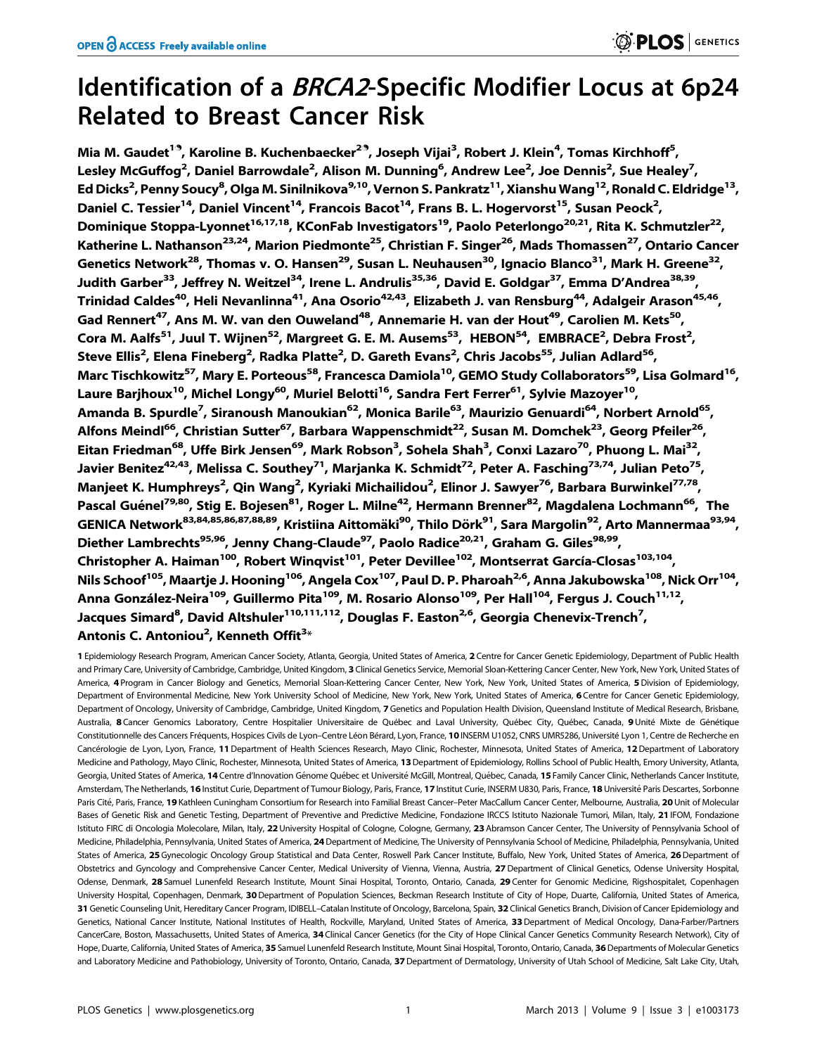# Identification of a *BRCA2*-Specific Modifier Locus at 6p24 Related to Breast Cancer Risk

**Mia M. Gaudet[1]¶, Karoline B. Kuchenbaecker[2]¶, Joseph Vijai[3], Robert J. Klein[4], Tomas Kirchhoff[5], Lesley McGuffog[2], Daniel Barrowdale[2], Alison M. Dunning[6], Andrew Lee[2], Joe Dennis[2], Sue Healey[7], Ed Dicks[2], Penny Soucy[8], Olga M. Sinilnikova[9,10], Vernon S. Pankratz[11], Xianshu Wang[12], Ronald C. Eldridge[13], Daniel C. Tessier[14], Daniel Vincent[14], Francois Bacot[14], Frans B. L. Hogervorst[15], Susan Peock[2], Dominique Stoppa-Lyonnet[16,17,18], KConFab Investigators[19], Paolo Peterlongo[20,21], Rita K. Schmutzler[22], Katherine L. Nathanson[23,24], Marion Piedmonte[25], Christian F. Singer[26], Mads Thomassen[27], Ontario Cancer Genetics Network[28], Thomas v. O. Hansen[29], Susan L. Neuhausen[30], Ignacio Blanco[31], Mark H. Greene[32], Judith Garber[33], Jeffrey N. Weitzel[34], Irene L. Andrulis[35,36], David E. Goldgar[37], Emma D'Andrea[38,39], Trinidad Caldes[40], Heli Nevanlinna[41], Ana Osorio[42,43], Elizabeth J. van Rensburg[44], Adalgeir Arason[45,46], Gad Rennert[47], Ans M. W. van den Ouweland[48], Annemarie H. van der Hout[49], Carolien M. Kets[50], Cora M. Aalfs[51], Juul T. Wijnen[52], Margreet G. E. M. Ausems[53], HEBON[54], EMBRACE[2], Debra Frost[2], Steve Ellis[2], Elena Fineberg[2], Radka Platte[2], D. Gareth Evans[2], Chris Jacobs[55], Julian Adlard[56], Marc Tischkowitz[57], Mary E. Porteous[58], Francesca Damiola[10], GEMO Study Collaborators[59], Lisa Golmard[16], Laure Barjhoux[10], Michel Longy[60], Muriel Belotti[16], Sandra Fert Ferrer[61], Sylvie Mazoyer[10], Amanda B. Spurdle[7], Siranoush Manoukian[62], Monica Barile[63], Maurizio Genuardi[64], Norbert Arnold[65], Alfons Meindl[66], Christian Sutter[67], Barbara Wappenschmidt[22], Susan M. Domchek[23], Georg Pfeiler[26], Eitan Friedman[68], Uffe Birk Jensen[69], Mark Robson[3], Sohela Shah[3], Conxi Lazaro[70], Phuong L. Mai[32], Javier Benitez[42,43], Melissa C. Southey[71], Marjanka K. Schmidt[72], Peter A. Fasching[73,74], Julian Peto[75], Manjeet K. Humphreys[2], Qin Wang[2], Kyriaki Michailidou[2], Elinor J. Sawyer[76], Barbara Burwinkel[77,78], Pascal Guénel[79,80], Stig E. Bojesen[81], Roger L. Milne[42], Hermann Brenner[82], Magdalena Lochmann[66], The GENICA Network[83,84,85,86,87,88,89], Kristiina Aittomäki[90], Thilo Dörk[91], Sara Margolin[92], Arto Mannermaa[93,94], Diether Lambrechts[95,96], Jenny Chang-Claude[97], Paolo Radice[20,21], Graham G. Giles[98,99], Christopher A. Haiman[100], Robert Winqvist[101], Peter Devillee[102], Montserrat García-Closas[103,104], Nils Schoof[105], Maartje J. Hooning[106], Angela Cox[107], Paul D. P. Pharoah[2,6], Anna Jakubowska[108], Nick Orr[104], Anna González-Neira[109], Guillermo Pita[109], M. Rosario Alonso[109], Per Hall[104], Fergus J. Couch[11,12], Jacques Simard[8], David Altshuler[110,111,112], Douglas F. Easton[2,6], Georgia Chenevix-Trench[7], Antonis C. Antoniou[2], Kenneth Offit[3]***

1 Epidemiology Research Program, American Cancer Society, Atlanta, Georgia, United States of America, 2 Centre for Cancer Genetic Epidemiology, Department of Public Health and Primary Care, University of Cambridge, Cambridge, United Kingdom, 3 Clinical Genetics Service, Memorial Sloan-Kettering Cancer Center, New York, New York, United States of America, 4 Program in Cancer Biology and Genetics, Memorial Sloan-Kettering Cancer Center, New York, New York, United States of America, 5 Division of Epidemiology, Department of Environmental Medicine, New York University School of Medicine, New York, New York, United States of America, 6 Centre for Cancer Genetic Epidemiology, Department of Oncology, University of Cambridge, Cambridge, United Kingdom, 7 Genetics and Population Health Division, Queensland Institute of Medical Research, Brisbane, Australia, 8 Cancer Genomics Laboratory, Centre Hospitalier Universitaire de Québec and Laval University, Québec City, Québec, Canada, 9 Unité Mixte de Génétique Constitutionnelle des Cancers Fréquents, Hospices Civils de Lyon–Centre Léon Bérard, Lyon, France, 10 INSERM U1052, CNRS UMR5286, Université Lyon 1, Centre de Recherche en Cancérologie de Lyon, Lyon, France, 11 Department of Health Sciences Research, Mayo Clinic, Rochester, Minnesota, United States of America, 12 Department of Laboratory Medicine and Pathology, Mayo Clinic, Rochester, Minnesota, United States of America, 13 Department of Epidemiology, Rollins School of Public Health, Emory University, Atlanta, Georgia, United States of America, 14 Centre d'Innovation Génome Québec et Université McGill, Montreal, Québec, Canada, 15 Family Cancer Clinic, Netherlands Cancer Institute, Amsterdam, The Netherlands, 16 Institut Curie, Department of Tumour Biology, Paris, France, 17 Institut Curie, INSERM U830, Paris, France, 18 Université Paris Descartes, Sorbonne Paris Cité, Paris, France, 19 Kathleen Cuningham Consortium for Research into Familial Breast Cancer–Peter MacCallum Cancer Center, Melbourne, Australia, 20 Unit of Molecular Bases of Genetic Risk and Genetic Testing, Department of Preventive and Predictive Medicine, Fondazione IRCCS Istituto Nazionale Tumori, Milan, Italy, 21 IFOM, Fondazione Istituto FIRC di Oncologia Molecolare, Milan, Italy, 22 University Hospital of Cologne, Cologne, Germany, 23 Abramson Cancer Center, The University of Pennsylvania School of Medicine, Philadelphia, Pennsylvania, United States of America, 24 Department of Medicine, The University of Pennsylvania School of Medicine, Philadelphia, Pennsylvania, United States of America, 25 Gynecologic Oncology Group Statistical and Data Center, Roswell Park Cancer Institute, Buffalo, New York, United States of America, 26 Department of Obstetrics and Gyncology and Comprehensive Cancer Center, Medical University of Vienna, Vienna, Austria, 27 Department of Clinical Genetics, Odense University Hospital, Odense, Denmark, 28 Samuel Lunenfeld Research Institute, Mount Sinai Hospital, Toronto, Ontario, Canada, 29 Center for Genomic Medicine, Rigshospitalet, Copenhagen University Hospital, Copenhagen, Denmark, 30 Department of Population Sciences, Beckman Research Institute of City of Hope, Duarte, California, United States of America, 31 Genetic Counseling Unit, Hereditary Cancer Program, IDIBELL–Catalan Institute of Oncology, Barcelona, Spain, 32 Clinical Genetics Branch, Division of Cancer Epidemiology and Genetics, National Cancer Institute, National Institutes of Health, Rockville, Maryland, United States of America, 33 Department of Medical Oncology, Dana-Farber/Partners CancerCare, Boston, Massachusetts, United States of America, 34 Clinical Cancer Genetics (for the City of Hope Clinical Cancer Genetics Community Research Network), City of Hope, Duarte, California, United States of America, 35 Samuel Lunenfeld Research Institute, Mount Sinai Hospital, Toronto, Ontario, Canada, 36 Departments of Molecular Genetics and Laboratory Medicine and Pathobiology, University of Toronto, Ontario, Canada, 37 Department of Dermatology, University of Utah School of Medicine, Salt Lake City, Utah,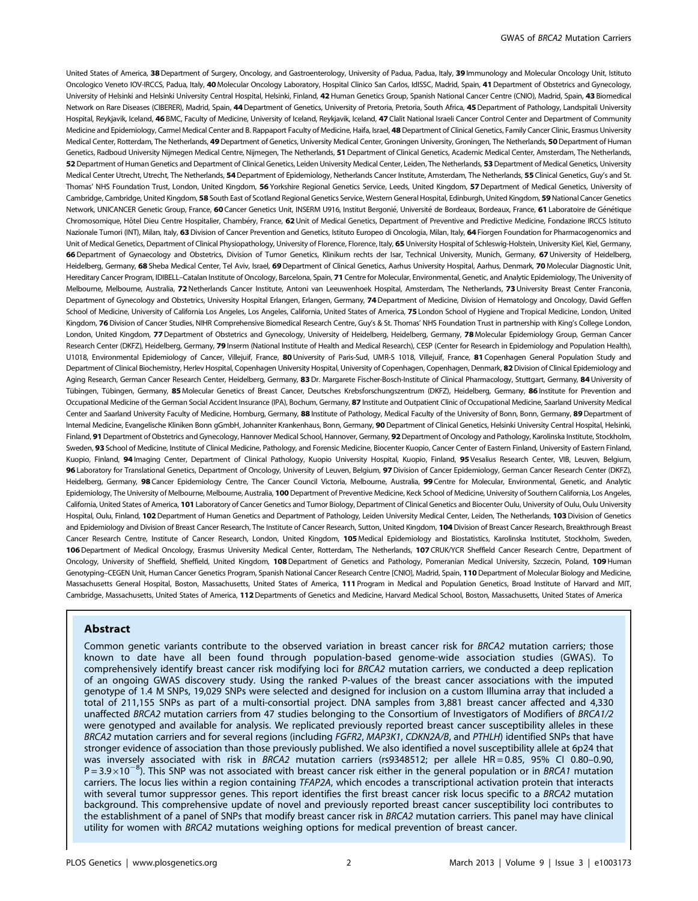United States of America, **38** Department of Surgery, Oncology, and Gastroenterology, University of Padua, Padua, Italy, **39** Immunology and Molecular Oncology Unit, Istituto Oncologico Veneto IOV-IRCCS, Padua, Italy, **40** Molecular Oncology Laboratory, Hospital Clinico San Carlos, IdISSC, Madrid, Spain, **41** Department of Obstetrics and Gynecology, University of Helsinki and Helsinki University Central Hospital, Helsinki, Finland, **42** Human Genetics Group, Spanish National Cancer Centre (CNIO), Madrid, Spain, **43** Biomedical Network on Rare Diseases (CIBERER), Madrid, Spain, **44** Department of Genetics, University of Pretoria, Pretoria, South Africa, **45** Department of Pathology, Landspitali University Hospital, Reykjavik, Iceland, **46** BMC, Faculty of Medicine, University of Iceland, Reykjavik, Iceland, **47** Clalit National Israeli Cancer Control Center and Department of Community Medicine and Epidemiology, Carmel Medical Center and B. Rappaport Faculty of Medicine, Haifa, Israel, **48** Department of Clinical Genetics, Family Cancer Clinic, Erasmus University Medical Center, Rotterdam, The Netherlands, **49** Department of Genetics, University Medical Center, Groningen University, Groningen, The Netherlands, **50** Department of Human Genetics, Radboud University Nijmegen Medical Centre, Nijmegen, The Netherlands, **51** Department of Clinical Genetics, Academic Medical Center, Amsterdam, The Netherlands, **52** Department of Human Genetics and Department of Clinical Genetics, Leiden University Medical Center, Leiden, The Netherlands, **53** Department of Medical Genetics, University Medical Center Utrecht, Utrecht, The Netherlands, **54** Department of Epidemiology, Netherlands Cancer Institute, Amsterdam, The Netherlands, **55** Clinical Genetics, Guy's and St. Thomas' NHS Foundation Trust, London, United Kingdom, **56** Yorkshire Regional Genetics Service, Leeds, United Kingdom, **57** Department of Medical Genetics, University of Cambridge, Cambridge, United Kingdom, **58** South East of Scotland Regional Genetics Service, Western General Hospital, Edinburgh, United Kingdom, **59** National Cancer Genetics Network, UNICANCER Genetic Group, France, **60** Cancer Genetics Unit, INSERM U916, Institut Bergonié, Université de Bordeaux, Bordeaux, France, **61** Laboratoire de Génétique Chromosomique, Hôtel Dieu Centre Hospitalier, Chambéry, France, **62** Unit of Medical Genetics, Department of Preventive and Predictive Medicine, Fondazione IRCCS Istituto Nazionale Tumori (INT), Milan, Italy, **63** Division of Cancer Prevention and Genetics, Istituto Europeo di Oncologia, Milan, Italy, **64** Fiorgen Foundation for Pharmacogenomics and Unit of Medical Genetics, Department of Clinical Physiopathology, University of Florence, Florence, Italy, **65** University Hospital of Schleswig-Holstein, University Kiel, Kiel, Germany, **66** Department of Gynaecology and Obstetrics, Division of Tumor Genetics, Klinikum rechts der Isar, Technical University, Munich, Germany, **67** University of Heidelberg, Heidelberg, Germany, **68** Sheba Medical Center, Tel Aviv, Israel, **69** Department of Clinical Genetics, Aarhus University Hospital, Aarhus, Denmark, **70** Molecular Diagnostic Unit, Hereditary Cancer Program, IDIBELL–Catalan Institute of Oncology, Barcelona, Spain, **71** Centre for Molecular, Environmental, Genetic, and Analytic Epidemiology, The University of Melbourne, Melbourne, Australia, **72** Netherlands Cancer Institute, Antoni van Leeuwenhoek Hospital, Amsterdam, The Netherlands, **73** University Breast Center Franconia, Department of Gynecology and Obstetrics, University Hospital Erlangen, Erlangen, Germany, **74** Department of Medicine, Division of Hematology and Oncology, David Geffen School of Medicine, University of California Los Angeles, Los Angeles, California, United States of America, **75** London School of Hygiene and Tropical Medicine, London, United Kingdom, **76** Division of Cancer Studies, NIHR Comprehensive Biomedical Research Centre, Guy's & St. Thomas' NHS Foundation Trust in partnership with King's College London, London, United Kingdom, **77** Department of Obstetrics and Gynecology, University of Heidelberg, Heidelberg, Germany, **78** Molecular Epidemiology Group, German Cancer Research Center (DKFZ), Heidelberg, Germany, **79** Inserm (National Institute of Health and Medical Research), CESP (Center for Research in Epidemiology and Population Health), U1018, Environmental Epidemiology of Cancer, Villejuif, France, **80** University of Paris-Sud, UMR-S 1018, Villejuif, France, **81** Copenhagen General Population Study and Department of Clinical Biochemistry, Herlev Hospital, Copenhagen University Hospital, University of Copenhagen, Copenhagen, Denmark, **82** Division of Clinical Epidemiology and Aging Research, German Cancer Research Center, Heidelberg, Germany, **83** Dr. Margarete Fischer-Bosch-Institute of Clinical Pharmacology, Stuttgart, Germany, **84** University of Tübingen, Tübingen, Germany, **85** Molecular Genetics of Breast Cancer, Deutsches Krebsforschungszentrum (DKFZ), Heidelberg, Germany, **86** Institute for Prevention and Occupational Medicine of the German Social Accident Insurance (IPA), Bochum, Germany, **87** Institute and Outpatient Clinic of Occupational Medicine, Saarland University Medical Center and Saarland University Faculty of Medicine, Homburg, Germany, **88** Institute of Pathology, Medical Faculty of the University of Bonn, Bonn, Germany, **89** Department of Internal Medicine, Evangelische Kliniken Bonn gGmbH, Johanniter Krankenhaus, Bonn, Germany, **90** Department of Clinical Genetics, Helsinki University Central Hospital, Helsinki, Finland, **91** Department of Obstetrics and Gynecology, Hannover Medical School, Hannover, Germany, **92** Department of Oncology and Pathology, Karolinska Institute, Stockholm, Sweden, **93** School of Medicine, Institute of Clinical Medicine, Pathology, and Forensic Medicine, Biocenter Kuopio, Cancer Center of Eastern Finland, University of Eastern Finland, Kuopio, Finland, **94** Imaging Center, Department of Clinical Pathology, Kuopio University Hospital, Kuopio, Finland, **95** Vesalius Research Center, VIB, Leuven, Belgium, **96** Laboratory for Translational Genetics, Department of Oncology, University of Leuven, Belgium, **97** Division of Cancer Epidemiology, German Cancer Research Center (DKFZ), Heidelberg, Germany, **98** Cancer Epidemiology Centre, The Cancer Council Victoria, Melbourne, Australia, **99** Centre for Molecular, Environmental, Genetic, and Analytic Epidemiology, The University of Melbourne, Melbourne, Australia, **100** Department of Preventive Medicine, Keck School of Medicine, University of Southern California, Los Angeles, California, United States of America, **101** Laboratory of Cancer Genetics and Tumor Biology, Department of Clinical Genetics and Biocenter Oulu, University of Oulu, Oulu University Hospital, Oulu, Finland, **102** Department of Human Genetics and Department of Pathology, Leiden University Medical Center, Leiden, The Netherlands, **103** Division of Genetics and Epidemiology and Division of Breast Cancer Research, The Institute of Cancer Research, Sutton, United Kingdom, **104** Division of Breast Cancer Research, Breakthrough Breast Cancer Research Centre, Institute of Cancer Research, London, United Kingdom, **105** Medical Epidemiology and Biostatistics, Karolinska Institutet, Stockholm, Sweden, **106** Department of Medical Oncology, Erasmus University Medical Center, Rotterdam, The Netherlands, **107** CRUK/YCR Sheffield Cancer Research Centre, Department of Oncology, University of Sheffield, Sheffield, United Kingdom, **108** Department of Genetics and Pathology, Pomeranian Medical University, Szczecin, Poland, **109** Human Genotyping–CEGEN Unit, Human Cancer Genetics Program, Spanish National Cancer Research Centre [CNIO], Madrid, Spain, **110** Department of Molecular Biology and Medicine, Massachusetts General Hospital, Boston, Massachusetts, United States of America, **111** Program in Medical and Population Genetics, Broad Institute of Harvard and MIT, Cambridge, Massachusetts, United States of America, **112** Departments of Genetics and Medicine, Harvard Medical School, Boston, Massachusetts, United States of America

## Abstract

Common genetic variants contribute to the observed variation in breast cancer risk for *BRCA2* mutation carriers; those known to date have all been found through population-based genome-wide association studies (GWAS). To comprehensively identify breast cancer risk modifying loci for *BRCA2* mutation carriers, we conducted a deep replication of an ongoing GWAS discovery study. Using the ranked P-values of the breast cancer associations with the imputed genotype of 1.4 M SNPs, 19,029 SNPs were selected and designed for inclusion on a custom Illumina array that included a total of 211,155 SNPs as part of a multi-consortial project. DNA samples from 3,881 breast cancer affected and 4,330 unaffected *BRCA2* mutation carriers from 47 studies belonging to the Consortium of Investigators of Modifiers of *BRCA1/2* were genotyped and available for analysis. We replicated previously reported breast cancer susceptibility alleles in these *BRCA2* mutation carriers and for several regions (including *FGFR2*, *MAP3K1*, *CDKN2A/B*, and *PTHLH*) identified SNPs that have stronger evidence of association than those previously published. We also identified a novel susceptibility allele at 6p24 that was inversely associated with risk in *BRCA2* mutation carriers (rs9348512; per allele HR = 0.85, 95% CI 0.80–0.90, $P = 3.9 \times 10^{-8}$). This SNP was not associated with breast cancer risk either in the general population or in *BRCA1* mutation carriers. The locus lies within a region containing *TFAP2A*, which encodes a transcriptional activation protein that interacts with several tumor suppressor genes. This report identifies the first breast cancer risk locus specific to a *BRCA2* mutation background. This comprehensive update of novel and previously reported breast cancer susceptibility loci contributes to the establishment of a panel of SNPs that modify breast cancer risk in *BRCA2* mutation carriers. This panel may have clinical utility for women with *BRCA2* mutations weighing options for medical prevention of breast cancer.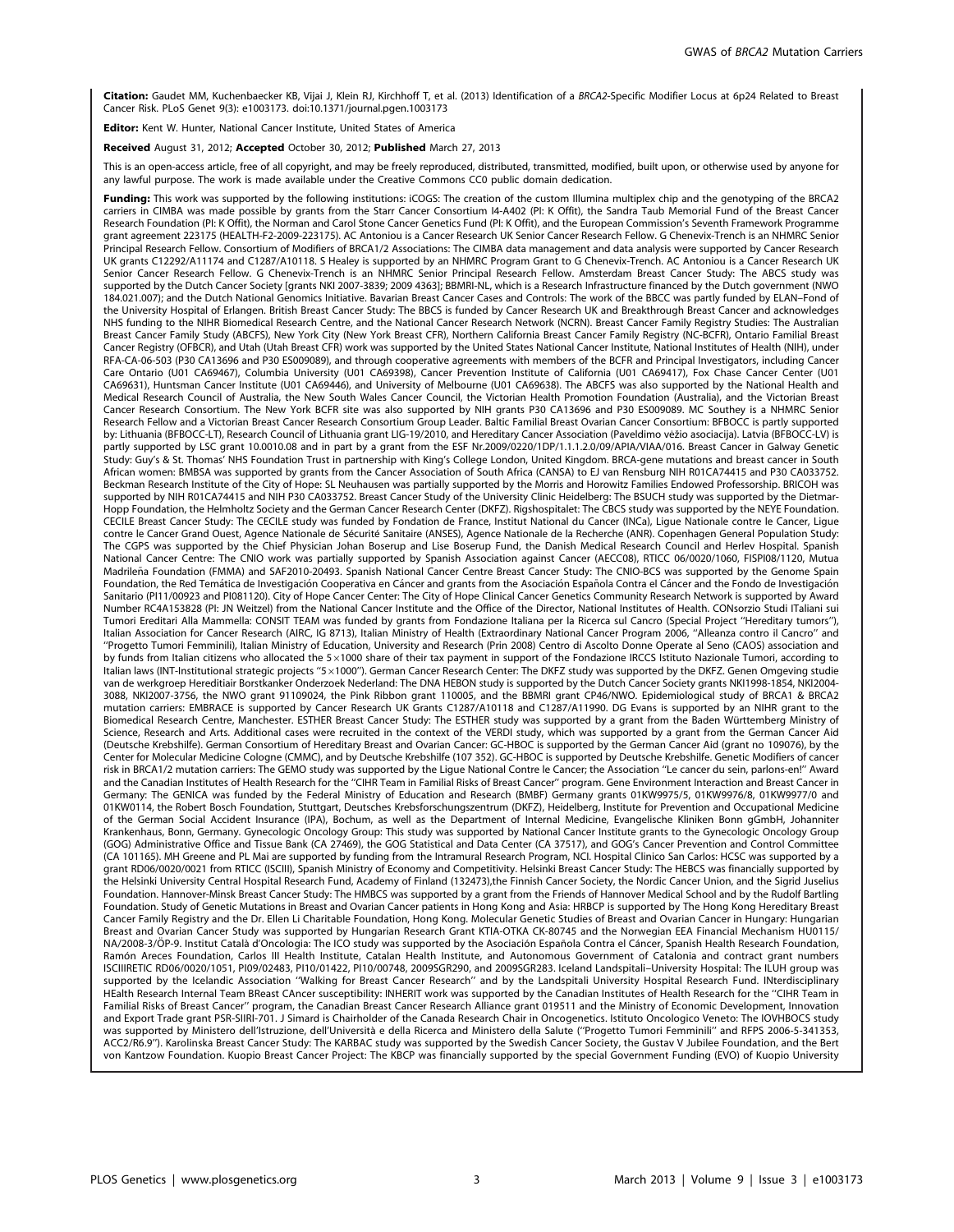**Citation:** Gaudet MM, Kuchenbaecker KB, Vijai J, Klein RJ, Kirchhoff T, et al. (2013) Identification of a *BRCA2*-Specific Modifier Locus at 6p24 Related to Breast Cancer Risk. PLoS Genet 9(3): e1003173. doi:10.1371/journal.pgen.1003173

**Editor:** Kent W. Hunter, National Cancer Institute, United States of America

**Received** August 31, 2012; **Accepted** October 30, 2012; **Published** March 27, 2013

This is an open-access article, free of all copyright, and may be freely reproduced, distributed, transmitted, modified, built upon, or otherwise used by anyone for any lawful purpose. The work is made available under the Creative Commons CC0 public domain dedication.

**Funding:** This work was supported by the following institutions: iCOGS: The creation of the custom Illumina multiplex chip and the genotyping of the BRCA2 carriers in CIMBA was made possible by grants from the Starr Cancer Consortium I4-A402 (PI: K Offit), the Sandra Taub Memorial Fund of the Breast Cancer Research Foundation (PI: K Offit), the Norman and Carol Stone Cancer Genetics Fund (PI: K Offit), and the European Commission's Seventh Framework Programme grant agreement 223175 (HEALTH-F2-2009-223175). AC Antoniou is a Cancer Research UK Senior Cancer Research Fellow. G Chenevix-Trench is an NHMRC Senior Principal Research Fellow. Consortium of Modifiers of BRCA1/2 Associations: The CIMBA data management and data analysis were supported by Cancer Research UK grants C12292/A11174 and C1287/A10118. S Healey is supported by an NHMRC Program Grant to G Chenevix-Trench. AC Antoniou is a Cancer Research UK Senior Cancer Research Fellow. G Chenevix-Trench is an NHMRC Senior Principal Research Fellow. Amsterdam Breast Cancer Study: The ABCS study was supported by the Dutch Cancer Society [grants NKI 2007-3839; 2009 4363]; BBMRI-NL, which is a Research Infrastructure financed by the Dutch government (NWO 184.021.007); and the Dutch National Genomics Initiative. Bavarian Breast Cancer Cases and Controls: The work of the BBCC was partly funded by ELAN–Fond of the University Hospital of Erlangen. British Breast Cancer Study: The BBCS is funded by Cancer Research UK and Breakthrough Breast Cancer and acknowledges NHS funding to the NIHR Biomedical Research Centre, and the National Cancer Research Network (NCRN). Breast Cancer Family Registry Studies: The Australian Breast Cancer Family Study (ABCFS), New York City (New York Breast CFR), Northern California Breast Cancer Family Registry (NC-BCFR), Ontario Familial Breast Cancer Registry (OFBCR), and Utah (Utah Breast CFR) work was supported by the United States National Cancer Institute, National Institutes of Health (NIH), under RFA-CA-06-503 (P30 CA13696 and P30 ES009089), and through cooperative agreements with members of the BCFR and Principal Investigators, including Cancer Care Ontario (U01 CA69467), Columbia University (U01 CA69398), Cancer Prevention Institute of California (U01 CA69417), Fox Chase Cancer Center (U01 CA69631), Huntsman Cancer Institute (U01 CA69446), and University of Melbourne (U01 CA69638). The ABCFS was also supported by the National Health and Medical Research Council of Australia, the New South Wales Cancer Council, the Victorian Health Promotion Foundation (Australia), and the Victorian Breast Cancer Research Consortium. The New York BCFR site was also supported by NIH grants P30 CA13696 and P30 ES009089. MC Southey is a NHMRC Senior Research Fellow and a Victorian Breast Cancer Research Consortium Group Leader. Baltic Familial Breast Ovarian Cancer Consortium: BFBOCC is partly supported by: Lithuania (BFBOCC-LT), Research Council of Lithuania grant LIG-19/2010, and Hereditary Cancer Association (Paveldimo vėžio asociacija). Latvia (BFBOCC-LV) is partly supported by LSC grant 10.0010.08 and in part by a grant from the ESF Nr.2009/0220/1DP/1.1.1.2.0/09/APIA/VIAA/016. Breast Cancer in Galway Genetic Study: Guy's & St. Thomas' NHS Foundation Trust in partnership with King's College London, United Kingdom. BRCA-gene mutations and breast cancer in South African women: BMBSA was supported by grants from the Cancer Association of South Africa (CANSA) to EJ van Rensburg NIH R01CA74415 and P30 CA033752. Beckman Research Institute of the City of Hope: SL Neuhausen was partially supported by the Morris and Horowitz Families Endowed Professorship. BRICOH was supported by NIH R01CA74415 and NIH P30 CA033752. Breast Cancer Study of the University Clinic Heidelberg: The BSUCH study was supported by the Dietmar-Hopp Foundation, the Helmholtz Society and the German Cancer Research Center (DKFZ). Rigshospitalet: The CBCS study was supported by the NEYE Foundation. CECILE Breast Cancer Study: The CECILE study was funded by Fondation de France, Institut National du Cancer (INCa), Ligue Nationale contre le Cancer, Ligue contre le Cancer Grand Ouest, Agence Nationale de Sécurité Sanitaire (ANSES), Agence Nationale de la Recherche (ANR). Copenhagen General Population Study: The CGPS was supported by the Chief Physician Johan Boserup and Lise Boserup Fund, the Danish Medical Research Council and Herlev Hospital. Spanish National Cancer Centre: The CNIO work was partially supported by Spanish Association against Cancer (AECC08), RTICC 06/0020/1060, FISPI08/1120, Mutua Madrileña Foundation (FMMA) and SAF2010-20493. Spanish National Cancer Centre Breast Cancer Study: The CNIO-BCS was supported by the Genome Spain Foundation, the Red Temática de Investigación Cooperativa en Cáncer and grants from the Asociación Española Contra el Cáncer and the Fondo de Investigación Sanitario (PI11/00923 and PI081120). City of Hope Cancer Center: The City of Hope Clinical Cancer Genetics Community Research Network is supported by Award Number RC4A153828 (PI: JN Weitzel) from the National Cancer Institute and the Office of the Director, National Institutes of Health. CONsorzio Studi ITaliani sui Tumori Ereditari Alla Mammella: CONSIT TEAM was funded by grants from Fondazione Italiana per la Ricerca sul Cancro (Special Project "Hereditary tumors"), Italian Association for Cancer Research (AIRC, IG 8713), Italian Ministry of Health (Extraordinary National Cancer Program 2006, "Alleanza contro il Cancro" and "Progetto Tumori Femminili), Italian Ministry of Education, University and Research (Prin 2008) Centro di Ascolto Donne Operate al Seno (CAOS) association and by funds from Italian citizens who allocated the 5×1000 share of their tax payment in support of the Fondazione IRCCS Istituto Nazionale Tumori, according to Italian laws (INT-Institutional strategic projects "5×1000"). German Cancer Research Center: The DKFZ study was supported by the DKFZ. Genen Omgeving studie van de werkgroep Hereditiair Borstkanker Onderzoek Nederland: The DNA HEBON study is supported by the Dutch Cancer Society grants NKI1998-1854, NKI2004-3088, NKI2007-3756, the NWO grant 91109024, the Pink Ribbon grant 110005, and the BBMRI grant CP46/NWO. Epidemiological study of BRCA1 & BRCA2 mutation carriers: EMBRACE is supported by Cancer Research UK Grants C1287/A10118 and C1287/A11990. DG Evans is supported by an NIHR grant to the Biomedical Research Centre, Manchester. ESTHER Breast Cancer Study: The ESTHER study was supported by a grant from the Baden Württemberg Ministry of Science, Research and Arts. Additional cases were recruited in the context of the VERDI study, which was supported by a grant from the German Cancer Aid (Deutsche Krebshilfe). German Consortium of Hereditary Breast and Ovarian Cancer: GC-HBOC is supported by the German Cancer Aid (grant no 109076), by the Center for Molecular Medicine Cologne (CMMC), and by Deutsche Krebshilfe (107 352). GC-HBOC is supported by Deutsche Krebshilfe. Genetic Modifiers of cancer risk in BRCA1/2 mutation carriers: The GEMO study was supported by the Ligue National Contre le Cancer; the Association "Le cancer du sein, parlons-en!" Award and the Canadian Institutes of Health Research for the "CIHR Team in Familial Risks of Breast Cancer" program. Gene Environment Interaction and Breast Cancer in Germany: The GENICA was funded by the Federal Ministry of Education and Research (BMBF) Germany grants 01KW9975/5, 01KW9976/8, 01KW9977/0 and 01KW0114, the Robert Bosch Foundation, Stuttgart, Deutsches Krebsforschungszentrum (DKFZ), Heidelberg, Institute for Prevention and Occupational Medicine of the German Social Accident Insurance (IPA), Bochum, as well as the Department of Internal Medicine, Evangelische Kliniken Bonn gGmbH, Johanniter Krankenhaus, Bonn, Germany. Gynecologic Oncology Group: This study was supported by National Cancer Institute grants to the Gynecologic Oncology Group (GOG) Administrative Office and Tissue Bank (CA 27469), the GOG Statistical and Data Center (CA 37517), and GOG's Cancer Prevention and Control Committee (CA 101165). MH Greene and PL Mai are supported by funding from the Intramural Research Program, NCI. Hospital Clinico San Carlos: HCSC was supported by a grant RD06/0020/0021 from RTICC (ISCIII), Spanish Ministry of Economy and Competitivity. Helsinki Breast Cancer Study: The HEBCS was financially supported by the Helsinki University Central Hospital Research Fund, Academy of Finland (132473),the Finnish Cancer Society, the Nordic Cancer Union, and the Sigrid Juselius Foundation. Hannover-Minsk Breast Cancer Study: The HMBCS was supported by a grant from the Friends of Hannover Medical School and by the Rudolf Bartling Foundation. Study of Genetic Mutations in Breast and Ovarian Cancer patients in Hong Kong and Asia: HRBCP is supported by The Hong Kong Hereditary Breast Cancer Family Registry and the Dr. Ellen Li Charitable Foundation, Hong Kong. Molecular Genetic Studies of Breast and Ovarian Cancer in Hungary: Hungarian Breast and Ovarian Cancer Study was supported by Hungarian Research Grant KTIA-OTKA CK-80745 and the Norwegian EEA Financial Mechanism HU0115/NA/2008-3/ÖP-9. Institut Català d'Oncologia: The ICO study was supported by the Asociación Española Contra el Cáncer, Spanish Health Research Foundation, Ramón Areces Foundation, Carlos III Health Institute, Catalan Health Institute, and Autonomous Government of Catalonia and contract grant numbers ISCIIIRETIC RD06/0020/1051, PI09/02483, PI10/01422, PI10/00748, 2009SGR290, and 2009SGR283. Iceland Landspitali–University Hospital: The ILUH group was supported by the Icelandic Association "Walking for Breast Cancer Research" and by the Landspitali University Hospital Research Fund. INterdisciplinary HEalth Research Internal Team BReast CAncer susceptibility: INHERIT work was supported by the Canadian Institutes of Health Research for the "CIHR Team in Familial Risks of Breast Cancer" program, the Canadian Breast Cancer Research Alliance grant 019511 and the Ministry of Economic Development, Innovation and Export Trade grant PSR-SIIRI-701. J Simard is Chairholder of the Canada Research Chair in Oncogenetics. Istituto Oncologico Veneto: The IOVHBOCS study was supported by Ministero dell'Istruzione, dell'Università e della Ricerca and Ministero della Salute ("Progetto Tumori Femminili" and RFPS 2006-5-341353, ACC2/R6.9"). Karolinska Breast Cancer Study: The KARBAC study was supported by the Swedish Cancer Society, the Gustav V Jubilee Foundation, and the Bert von Kantzow Foundation. Kuopio Breast Cancer Project: The KBCP was financially supported by the special Government Funding (EVO) of Kuopio University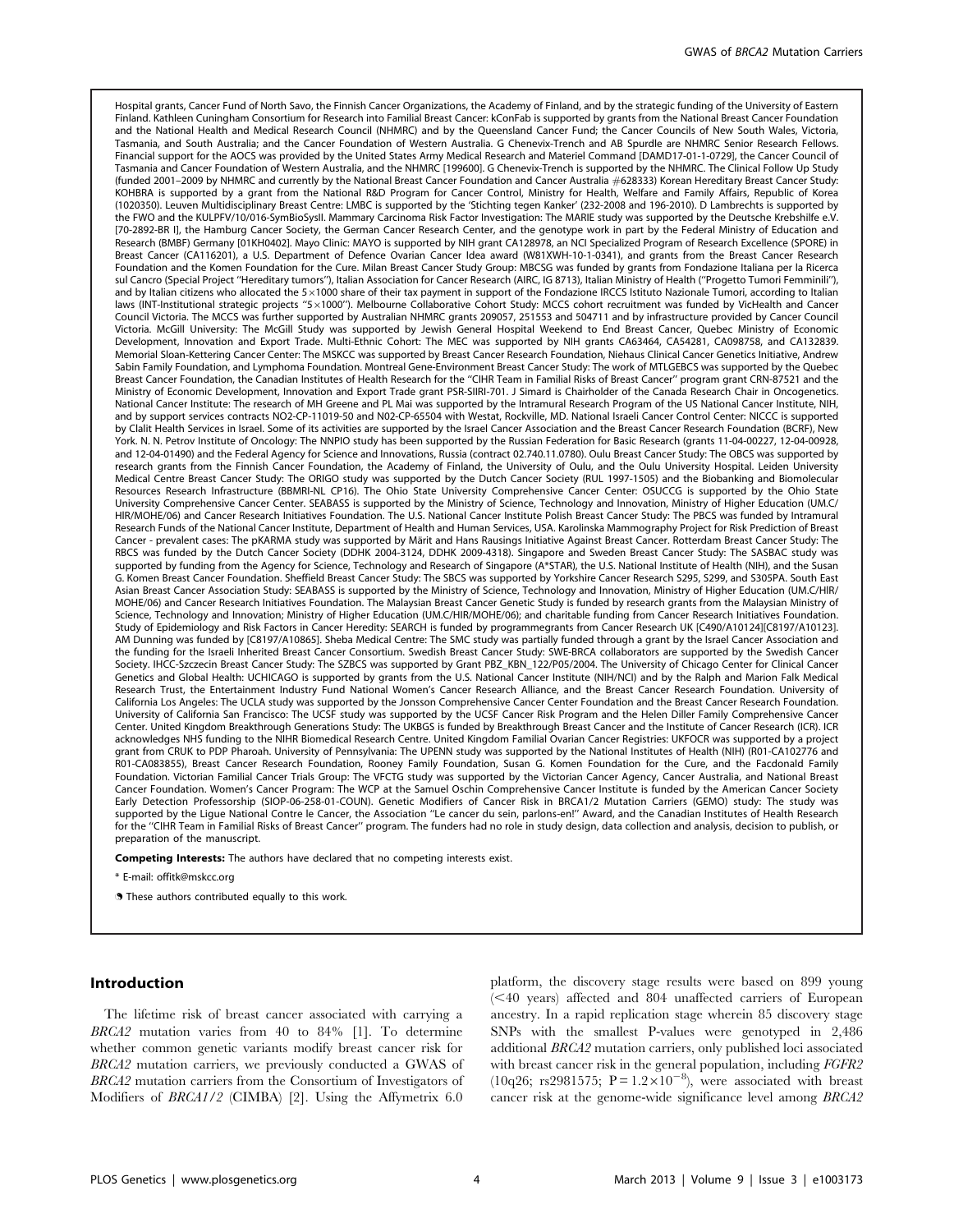Hospital grants, Cancer Fund of North Savo, the Finnish Cancer Organizations, the Academy of Finland, and by the strategic funding of the University of Eastern Finland. Kathleen Cuningham Consortium for Research into Familial Breast Cancer: kConFab is supported by grants from the National Breast Cancer Foundation and the National Health and Medical Research Council (NHMRC) and by the Queensland Cancer Fund; the Cancer Councils of New South Wales, Victoria, Tasmania, and South Australia; and the Cancer Foundation of Western Australia. G Chenevix-Trench and AB Spurdle are NHMRC Senior Research Fellows. Financial support for the AOCS was provided by the United States Army Medical Research and Materiel Command [DAMD17-01-1-0729], the Cancer Council of Tasmania and Cancer Foundation of Western Australia, and the NHMRC [199600]. G Chenevix-Trench is supported by the NHMRC. The Clinical Follow Up Study (funded 2001–2009 by NHMRC and currently by the National Breast Cancer Foundation and Cancer Australia #628333) Korean Hereditary Breast Cancer Study: KOHBRA is supported by a grant from the National R&D Program for Cancer Control, Ministry for Health, Welfare and Family Affairs, Republic of Korea (1020350). Leuven Multidisciplinary Breast Centre: LMBC is supported by the 'Stichting tegen Kanker' (232-2008 and 196-2010). D Lambrechts is supported by the FWO and the KULPFV/10/016-SymBioSysII. Mammary Carcinoma Risk Factor Investigation: The MARIE study was supported by the Deutsche Krebshilfe e.V. [70-2892-BR I], the Hamburg Cancer Society, the German Cancer Research Center, and the genotype work in part by the Federal Ministry of Education and Research (BMBF) Germany [01KH0402]. Mayo Clinic: MAYO is supported by NIH grant CA128978, an NCI Specialized Program of Research Excellence (SPORE) in Breast Cancer (CA116201), a U.S. Department of Defence Ovarian Cancer Idea award (W81XWH-10-1-0341), and grants from the Breast Cancer Research Foundation and the Komen Foundation for the Cure. Milan Breast Cancer Study Group: MBCSG was funded by grants from Fondazione Italiana per la Ricerca sul Cancro (Special Project "Hereditary tumors"), Italian Association for Cancer Research (AIRC, IG 8713), Italian Ministry of Health ("Progetto Tumori Femminili"), and by Italian citizens who allocated the 5×1000 share of their tax payment in support of the Fondazione IRCCS Istituto Nazionale Tumori, according to Italian laws (INT-Institutional strategic projects "5×1000"). Melbourne Collaborative Cohort Study: MCCS cohort recruitment was funded by VicHealth and Cancer Council Victoria. The MCCS was further supported by Australian NHMRC grants 209057, 251553 and 504711 and by infrastructure provided by Cancer Council Victoria. McGill University: The McGill Study was supported by Jewish General Hospital Weekend to End Breast Cancer, Quebec Ministry of Economic Development, Innovation and Export Trade. Multi-Ethnic Cohort: The MEC was supported by NIH grants CA63464, CA54281, CA098758, and CA132839. Memorial Sloan-Kettering Cancer Center: The MSKCC was supported by Breast Cancer Research Foundation, Niehaus Clinical Cancer Genetics Initiative, Andrew Sabin Family Foundation, and Lymphoma Foundation. Montreal Gene-Environment Breast Cancer Study: The work of MTLGEBCS was supported by the Quebec Breast Cancer Foundation, the Canadian Institutes of Health Research for the "CIHR Team in Familial Risks of Breast Cancer" program grant CRN-87521 and the Ministry of Economic Development, Innovation and Export Trade grant PSR-SIIRI-701. J Simard is Chairholder of the Canada Research Chair in Oncogenetics. National Cancer Institute: The research of MH Greene and PL Mai was supported by the Intramural Research Program of the US National Cancer Institute, NIH, and by support services contracts NO2-CP-11019-50 and N02-CP-65504 with Westat, Rockville, MD. National Israeli Cancer Control Center: NICCC is supported by Clalit Health Services in Israel. Some of its activities are supported by the Israel Cancer Association and the Breast Cancer Research Foundation (BCRF), New York. N. N. Petrov Institute of Oncology: The NNPIO study has been supported by the Russian Federation for Basic Research (grants 11-04-00227, 12-04-00928, and 12-04-01490) and the Federal Agency for Science and Innovations, Russia (contract 02.740.11.0780). Oulu Breast Cancer Study: The OBCS was supported by research grants from the Finnish Cancer Foundation, the Academy of Finland, the University of Oulu, and the Oulu University Hospital. Leiden University Medical Centre Breast Cancer Study: The ORIGO study was supported by the Dutch Cancer Society (RUL 1997-1505) and the Biobanking and Biomolecular Resources Research Infrastructure (BBMRI-NL CP16). The Ohio State University Comprehensive Cancer Center: OSUCCG is supported by the Ohio State University Comprehensive Cancer Center. SEABASS is supported by the Ministry of Science, Technology and Innovation, Ministry of Higher Education (UM.C/HlR/MOHE/06) and Cancer Research Initiatives Foundation. The U.S. National Cancer Institute Polish Breast Cancer Study: The PBCS was funded by Intramural Research Funds of the National Cancer Institute, Department of Health and Human Services, USA. Karolinska Mammography Project for Risk Prediction of Breast Cancer - prevalent cases: The pKARMA study was supported by Märit and Hans Rausings Initiative Against Breast Cancer. Rotterdam Breast Cancer Study: The RBCS was funded by the Dutch Cancer Society (DDHK 2004-3124, DDHK 2009-4318). Singapore and Sweden Breast Cancer Study: The SASBAC study was supported by funding from the Agency for Science, Technology and Research of Singapore (A*STAR), the U.S. National Institute of Health (NIH), and the Susan G. Komen Breast Cancer Foundation. Sheffield Breast Cancer Study: The SBCS was supported by Yorkshire Cancer Research S295, S299, and S305PA. South East Asian Breast Cancer Association Study: SEABASS is supported by the Ministry of Science, Technology and Innovation, Ministry of Higher Education (UM.C/HIR/MOHE/06) and Cancer Research Initiatives Foundation. The Malaysian Breast Cancer Genetic Study is funded by research grants from the Malaysian Ministry of Science, Technology and Innovation; Ministry of Higher Education (UM.C/HIR/MOHE/06); and charitable funding from Cancer Research Initiatives Foundation. Study of Epidemiology and Risk Factors in Cancer Heredity: SEARCH is funded by programmegrants from Cancer Research UK [C490/A10124][C8197/A10123]. AM Dunning was funded by [C8197/A10865]. Sheba Medical Centre: The SMC study was partially funded through a grant by the Israel Cancer Association and the funding for the Israeli Inherited Breast Cancer Consortium. Swedish Breast Cancer Study: SWE-BRCA collaborators are supported by the Swedish Cancer Society. IHCC-Szczecin Breast Cancer Study: The SZBCS was supported by Grant PBZ_KBN_122/P05/2004. The University of Chicago Center for Clinical Cancer Genetics and Global Health: UCHICAGO is supported by grants from the U.S. National Cancer Institute (NIH/NCI) and by the Ralph and Marion Falk Medical Research Trust, the Entertainment Industry Fund National Women's Cancer Research Alliance, and the Breast Cancer Research Foundation. University of California Los Angeles: The UCLA study was supported by the Jonsson Comprehensive Cancer Center Foundation and the Breast Cancer Research Foundation. University of California San Francisco: The UCSF study was supported by the UCSF Cancer Risk Program and the Helen Diller Family Comprehensive Cancer Center. United Kingdom Breakthrough Generations Study: The UKBGS is funded by Breakthrough Breast Cancer and the Institute of Cancer Research (ICR). ICR acknowledges NHS funding to the NIHR Biomedical Research Centre. United Kingdom Familial Ovarian Cancer Registries: UKFOCR was supported by a project grant from CRUK to PDP Pharoah. University of Pennsylvania: The UPENN study was supported by the National Institutes of Health (NIH) (R01-CA102776 and R01-CA083855), Breast Cancer Research Foundation, Rooney Family Foundation, Susan G. Komen Foundation for the Cure, and the Facdonald Family Foundation. Victorian Familial Cancer Trials Group: The VFCTG study was supported by the Victorian Cancer Agency, Cancer Australia, and National Breast Cancer Foundation. Women's Cancer Program: The WCP at the Samuel Oschin Comprehensive Cancer Institute is funded by the American Cancer Society Early Detection Professorship (SIOP-06-258-01-COUN). Genetic Modifiers of Cancer Risk in BRCA1/2 Mutation Carriers (GEMO) study: The study was supported by the Ligue National Contre le Cancer, the Association "Le cancer du sein, parlons-en!" Award, and the Canadian Institutes of Health Research for the "CIHR Team in Familial Risks of Breast Cancer" program. The funders had no role in study design, data collection and analysis, decision to publish, or preparation of the manuscript.

**Competing Interests:** The authors have declared that no competing interests exist.

\* E-mail: offitk@mskcc.org

◑ These authors contributed equally to this work.

## Introduction

The lifetime risk of breast cancer associated with carrying a *BRCA2* mutation varies from 40 to 84% [1]. To determine whether common genetic variants modify breast cancer risk for *BRCA2* mutation carriers, we previously conducted a GWAS of *BRCA2* mutation carriers from the Consortium of Investigators of Modifiers of *BRCA1/2* (CIMBA) [2]. Using the Affymetrix 6.0 platform, the discovery stage results were based on 899 young (<40 years) affected and 804 unaffected carriers of European ancestry. In a rapid replication stage wherein 85 discovery stage SNPs with the smallest P-values were genotyped in 2,486 additional *BRCA2* mutation carriers, only published loci associated with breast cancer risk in the general population, including *FGFR2* (10q26; rs2981575; $P = 1.2 \times 10^{-8}$), were associated with breast cancer risk at the genome-wide significance level among *BRCA2*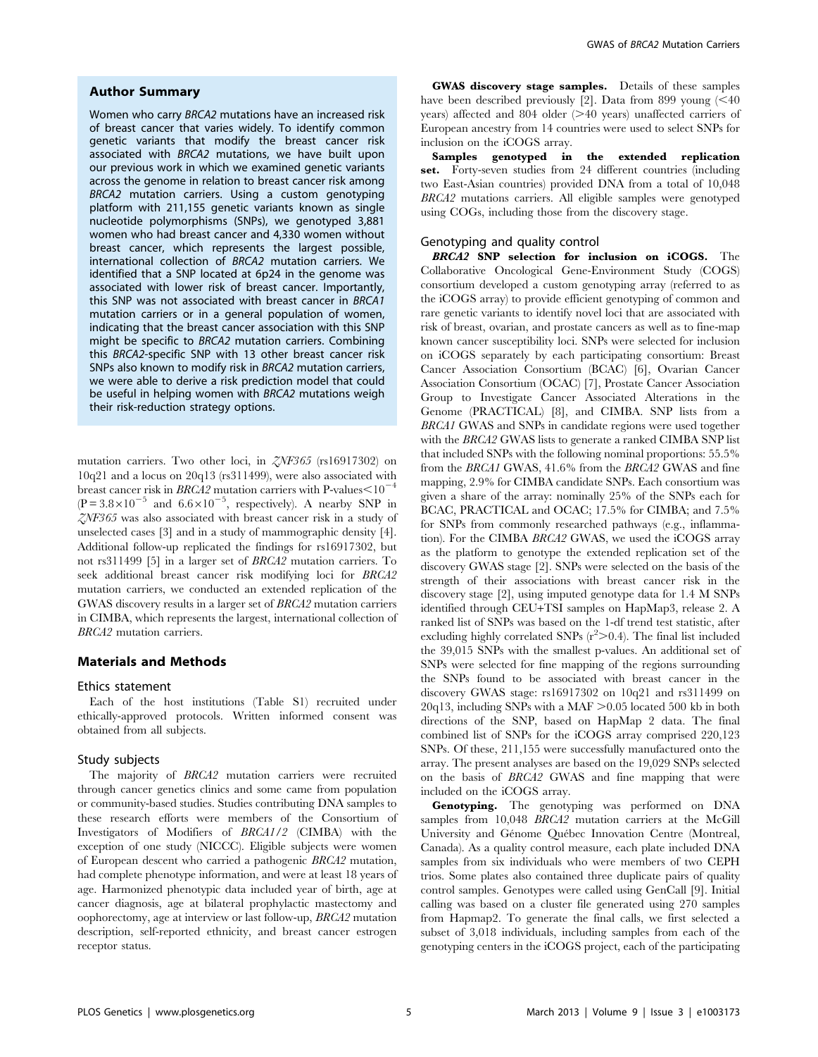### Author Summary

Women who carry *BRCA2* mutations have an increased risk of breast cancer that varies widely. To identify common genetic variants that modify the breast cancer risk associated with *BRCA2* mutations, we have built upon our previous work in which we examined genetic variants across the genome in relation to breast cancer risk among *BRCA2* mutation carriers. Using a custom genotyping platform with 211,155 genetic variants known as single nucleotide polymorphisms (SNPs), we genotyped 3,881 women who had breast cancer and 4,330 women without breast cancer, which represents the largest possible, international collection of *BRCA2* mutation carriers. We identified that a SNP located at 6p24 in the genome was associated with lower risk of breast cancer. Importantly, this SNP was not associated with breast cancer in *BRCA1* mutation carriers or in a general population of women, indicating that the breast cancer association with this SNP might be specific to *BRCA2* mutation carriers. Combining this *BRCA2*-specific SNP with 13 other breast cancer risk SNPs also known to modify risk in *BRCA2* mutation carriers, we were able to derive a risk prediction model that could be useful in helping women with *BRCA2* mutations weigh their risk-reduction strategy options.

mutation carriers. Two other loci, in *ZNF365* (rs16917302) on 10q21 and a locus on 20q13 (rs311499), were also associated with breast cancer risk in *BRCA2* mutation carriers with P-values$<10^{-4}$ ($P=3.8\times10^{-5}$ and $6.6\times10^{-5}$, respectively). A nearby SNP in *ZNF365* was also associated with breast cancer risk in a study of unselected cases [3] and in a study of mammographic density [4]. Additional follow-up replicated the findings for rs16917302, but not rs311499 [5] in a larger set of *BRCA2* mutation carriers. To seek additional breast cancer risk modifying loci for *BRCA2* mutation carriers, we conducted an extended replication of the GWAS discovery results in a larger set of *BRCA2* mutation carriers in CIMBA, which represents the largest, international collection of *BRCA2* mutation carriers.

## Materials and Methods

### Ethics statement

Each of the host institutions (Table S1) recruited under ethically-approved protocols. Written informed consent was obtained from all subjects.

### Study subjects

The majority of *BRCA2* mutation carriers were recruited through cancer genetics clinics and some came from population or community-based studies. Studies contributing DNA samples to these research efforts were members of the Consortium of Investigators of Modifiers of *BRCA1/2* (CIMBA) with the exception of one study (NICCC). Eligible subjects were women of European descent who carried a pathogenic *BRCA2* mutation, had complete phenotype information, and were at least 18 years of age. Harmonized phenotypic data included year of birth, age at cancer diagnosis, age at bilateral prophylactic mastectomy and oophorectomy, age at interview or last follow-up, *BRCA2* mutation description, self-reported ethnicity, and breast cancer estrogen receptor status.

**GWAS discovery stage samples.** Details of these samples have been described previously [2]. Data from 899 young (<40 years) affected and 804 older (>40 years) unaffected carriers of European ancestry from 14 countries were used to select SNPs for inclusion on the iCOGS array.

**Samples genotyped in the extended replication set.** Forty-seven studies from 24 different countries (including two East-Asian countries) provided DNA from a total of 10,048 *BRCA2* mutations carriers. All eligible samples were genotyped using COGs, including those from the discovery stage.

### Genotyping and quality control

***BRCA2* SNP selection for inclusion on iCOGS.** The Collaborative Oncological Gene-Environment Study (COGS) consortium developed a custom genotyping array (referred to as the iCOGS array) to provide efficient genotyping of common and rare genetic variants to identify novel loci that are associated with risk of breast, ovarian, and prostate cancers as well as to fine-map known cancer susceptibility loci. SNPs were selected for inclusion on iCOGS separately by each participating consortium: Breast Cancer Association Consortium (BCAC) [6], Ovarian Cancer Association Consortium (OCAC) [7], Prostate Cancer Association Group to Investigate Cancer Associated Alterations in the Genome (PRACTICAL) [8], and CIMBA. SNP lists from a *BRCA1* GWAS and SNPs in candidate regions were used together with the *BRCA2* GWAS lists to generate a ranked CIMBA SNP list that included SNPs with the following nominal proportions: 55.5% from the *BRCA1* GWAS, 41.6% from the *BRCA2* GWAS and fine mapping, 2.9% for CIMBA candidate SNPs. Each consortium was given a share of the array: nominally 25% of the SNPs each for BCAC, PRACTICAL and OCAC; 17.5% for CIMBA; and 7.5% for SNPs from commonly researched pathways (e.g., inflammation). For the CIMBA *BRCA2* GWAS, we used the iCOGS array as the platform to genotype the extended replication set of the discovery GWAS stage [2]. SNPs were selected on the basis of the strength of their associations with breast cancer risk in the discovery stage [2], using imputed genotype data for 1.4 M SNPs identified through CEU+TSI samples on HapMap3, release 2. A ranked list of SNPs was based on the 1-df trend test statistic, after excluding highly correlated SNPs ($r^2>0.4$). The final list included the 39,015 SNPs with the smallest p-values. An additional set of SNPs were selected for fine mapping of the regions surrounding the SNPs found to be associated with breast cancer in the discovery GWAS stage: rs16917302 on 10q21 and rs311499 on 20q13, including SNPs with a MAF >0.05 located 500 kb in both directions of the SNP, based on HapMap 2 data. The final combined list of SNPs for the iCOGS array comprised 220,123 SNPs. Of these, 211,155 were successfully manufactured onto the array. The present analyses are based on the 19,029 SNPs selected on the basis of *BRCA2* GWAS and fine mapping that were included on the iCOGS array.

**Genotyping.** The genotyping was performed on DNA samples from 10,048 *BRCA2* mutation carriers at the McGill University and Génome Québec Innovation Centre (Montreal, Canada). As a quality control measure, each plate included DNA samples from six individuals who were members of two CEPH trios. Some plates also contained three duplicate pairs of quality control samples. Genotypes were called using GenCall [9]. Initial calling was based on a cluster file generated using 270 samples from Hapmap2. To generate the final calls, we first selected a subset of 3,018 individuals, including samples from each of the genotyping centers in the iCOGS project, each of the participating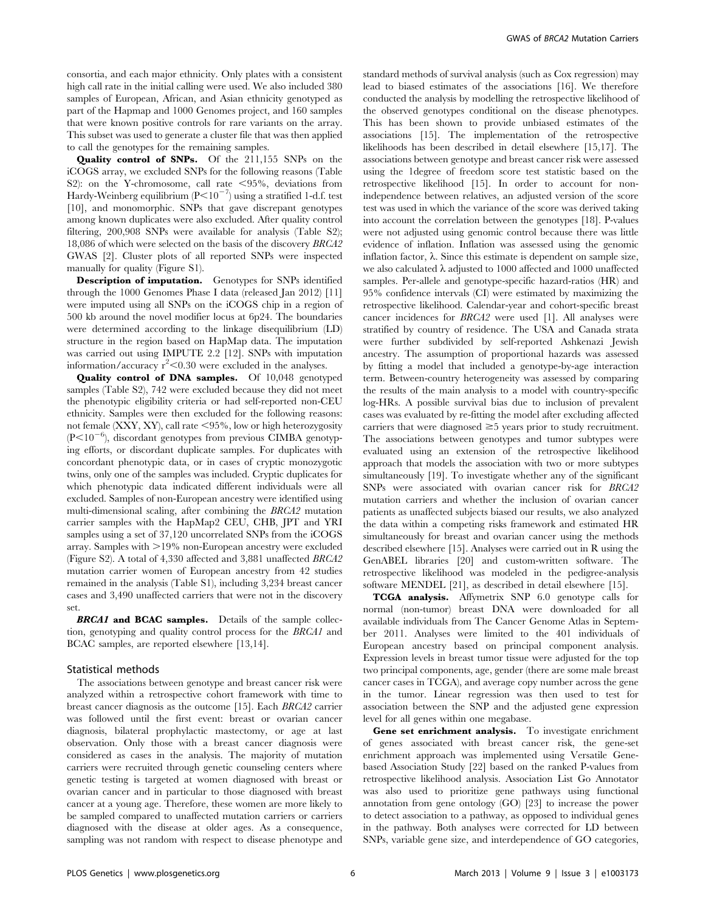consortia, and each major ethnicity. Only plates with a consistent high call rate in the initial calling were used. We also included 380 samples of European, African, and Asian ethnicity genotyped as part of the Hapmap and 1000 Genomes project, and 160 samples that were known positive controls for rare variants on the array. This subset was used to generate a cluster file that was then applied to call the genotypes for the remaining samples.

**Quality control of SNPs.** Of the 211,155 SNPs on the iCOGS array, we excluded SNPs for the following reasons (Table S2): on the Y-chromosome, call rate <95%, deviations from Hardy-Weinberg equilibrium ($P<10^{-7}$) using a stratified 1-d.f. test [10], and monomorphic. SNPs that gave discrepant genotypes among known duplicates were also excluded. After quality control filtering, 200,908 SNPs were available for analysis (Table S2); 18,086 of which were selected on the basis of the discovery *BRCA2* GWAS [2]. Cluster plots of all reported SNPs were inspected manually for quality (Figure S1).

**Description of imputation.** Genotypes for SNPs identified through the 1000 Genomes Phase I data (released Jan 2012) [11] were imputed using all SNPs on the iCOGS chip in a region of 500 kb around the novel modifier locus at 6p24. The boundaries were determined according to the linkage disequilibrium (LD) structure in the region based on HapMap data. The imputation was carried out using IMPUTE 2.2 [12]. SNPs with imputation information/accuracy $r^2<0.30$ were excluded in the analyses.

**Quality control of DNA samples.** Of 10,048 genotyped samples (Table S2), 742 were excluded because they did not meet the phenotypic eligibility criteria or had self-reported non-CEU ethnicity. Samples were then excluded for the following reasons: not female (XXY, XY), call rate <95%, low or high heterozygosity ($P<10^{-6}$), discordant genotypes from previous CIMBA genotyping efforts, or discordant duplicate samples. For duplicates with concordant phenotypic data, or in cases of cryptic monozygotic twins, only one of the samples was included. Cryptic duplicates for which phenotypic data indicated different individuals were all excluded. Samples of non-European ancestry were identified using multi-dimensional scaling, after combining the *BRCA2* mutation carrier samples with the HapMap2 CEU, CHB, JPT and YRI samples using a set of 37,120 uncorrelated SNPs from the iCOGS array. Samples with >19% non-European ancestry were excluded (Figure S2). A total of 4,330 affected and 3,881 unaffected *BRCA2* mutation carrier women of European ancestry from 42 studies remained in the analysis (Table S1), including 3,234 breast cancer cases and 3,490 unaffected carriers that were not in the discovery set.

***BRCA1* and BCAC samples.** Details of the sample collection, genotyping and quality control process for the *BRCA1* and BCAC samples, are reported elsewhere [13,14].

## Statistical methods

The associations between genotype and breast cancer risk were analyzed within a retrospective cohort framework with time to breast cancer diagnosis as the outcome [15]. Each *BRCA2* carrier was followed until the first event: breast or ovarian cancer diagnosis, bilateral prophylactic mastectomy, or age at last observation. Only those with a breast cancer diagnosis were considered as cases in the analysis. The majority of mutation carriers were recruited through genetic counseling centers where genetic testing is targeted at women diagnosed with breast or ovarian cancer and in particular to those diagnosed with breast cancer at a young age. Therefore, these women are more likely to be sampled compared to unaffected mutation carriers or carriers diagnosed with the disease at older ages. As a consequence, sampling was not random with respect to disease phenotype and standard methods of survival analysis (such as Cox regression) may lead to biased estimates of the associations [16]. We therefore conducted the analysis by modelling the retrospective likelihood of the observed genotypes conditional on the disease phenotypes. This has been shown to provide unbiased estimates of the associations [15]. The implementation of the retrospective likelihoods has been described in detail elsewhere [15,17]. The associations between genotype and breast cancer risk were assessed using the 1degree of freedom score test statistic based on the retrospective likelihood [15]. In order to account for non-independence between relatives, an adjusted version of the score test was used in which the variance of the score was derived taking into account the correlation between the genotypes [18]. P-values were not adjusted using genomic control because there was little evidence of inflation. Inflation was assessed using the genomic inflation factor, λ. Since this estimate is dependent on sample size, we also calculated λ adjusted to 1000 affected and 1000 unaffected samples. Per-allele and genotype-specific hazard-ratios (HR) and 95% confidence intervals (CI) were estimated by maximizing the retrospective likelihood. Calendar-year and cohort-specific breast cancer incidences for *BRCA2* were used [1]. All analyses were stratified by country of residence. The USA and Canada strata were further subdivided by self-reported Ashkenazi Jewish ancestry. The assumption of proportional hazards was assessed by fitting a model that included a genotype-by-age interaction term. Between-country heterogeneity was assessed by comparing the results of the main analysis to a model with country-specific log-HRs. A possible survival bias due to inclusion of prevalent cases was evaluated by re-fitting the model after excluding affected carriers that were diagnosed ≥5 years prior to study recruitment. The associations between genotypes and tumor subtypes were evaluated using an extension of the retrospective likelihood approach that models the association with two or more subtypes simultaneously [19]. To investigate whether any of the significant SNPs were associated with ovarian cancer risk for *BRCA2* mutation carriers and whether the inclusion of ovarian cancer patients as unaffected subjects biased our results, we also analyzed the data within a competing risks framework and estimated HR simultaneously for breast and ovarian cancer using the methods described elsewhere [15]. Analyses were carried out in R using the GenABEL libraries [20] and custom-written software. The retrospective likelihood was modeled in the pedigree-analysis software MENDEL [21], as described in detail elsewhere [15].

**TCGA analysis.** Affymetrix SNP 6.0 genotype calls for normal (non-tumor) breast DNA were downloaded for all available individuals from The Cancer Genome Atlas in September 2011. Analyses were limited to the 401 individuals of European ancestry based on principal component analysis. Expression levels in breast tumor tissue were adjusted for the top two principal components, age, gender (there are some male breast cancer cases in TCGA), and average copy number across the gene in the tumor. Linear regression was then used to test for association between the SNP and the adjusted gene expression level for all genes within one megabase.

**Gene set enrichment analysis.** To investigate enrichment of genes associated with breast cancer risk, the gene-set enrichment approach was implemented using Versatile Gene-based Association Study [22] based on the ranked P-values from retrospective likelihood analysis. Association List Go Annotator was also used to prioritize gene pathways using functional annotation from gene ontology (GO) [23] to increase the power to detect association to a pathway, as opposed to individual genes in the pathway. Both analyses were corrected for LD between SNPs, variable gene size, and interdependence of GO categories,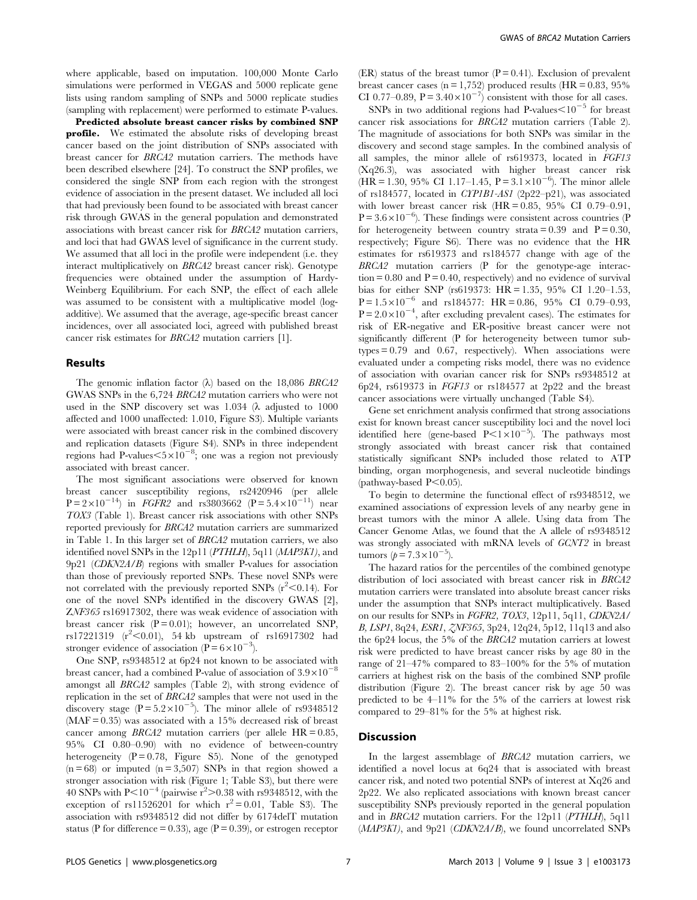where applicable, based on imputation. 100,000 Monte Carlo simulations were performed in VEGAS and 5000 replicate gene lists using random sampling of SNPs and 5000 replicate studies (sampling with replacement) were performed to estimate P-values.

**Predicted absolute breast cancer risks by combined SNP profile.** We estimated the absolute risks of developing breast cancer based on the joint distribution of SNPs associated with breast cancer for *BRCA2* mutation carriers. The methods have been described elsewhere [24]. To construct the SNP profiles, we considered the single SNP from each region with the strongest evidence of association in the present dataset. We included all loci that had previously been found to be associated with breast cancer risk through GWAS in the general population and demonstrated associations with breast cancer risk for *BRCA2* mutation carriers, and loci that had GWAS level of significance in the current study. We assumed that all loci in the profile were independent (i.e. they interact multiplicatively on *BRCA2* breast cancer risk). Genotype frequencies were obtained under the assumption of Hardy-Weinberg Equilibrium. For each SNP, the effect of each allele was assumed to be consistent with a multiplicative model (log-additive). We assumed that the average, age-specific breast cancer incidences, over all associated loci, agreed with published breast cancer risk estimates for *BRCA2* mutation carriers [1].

## Results

The genomic inflation factor (λ) based on the 18,086 *BRCA2* GWAS SNPs in the 6,724 *BRCA2* mutation carriers who were not used in the SNP discovery set was 1.034 (λ adjusted to 1000 affected and 1000 unaffected: 1.010, Figure S3). Multiple variants were associated with breast cancer risk in the combined discovery and replication datasets (Figure S4). SNPs in three independent regions had P-values$<5\times10^{-8}$; one was a region not previously associated with breast cancer.

The most significant associations were observed for known breast cancer susceptibility regions, rs2420946 (per allele $P = 2\times10^{-14}$) in *FGFR2* and rs3803662 ($P = 5.4\times10^{-11}$) near *TOX3* (Table 1). Breast cancer risk associations with other SNPs reported previously for *BRCA2* mutation carriers are summarized in Table 1. In this larger set of *BRCA2* mutation carriers, we also identified novel SNPs in the 12p11 (*PTHLH*), 5q11 (*MAP3K1*), and 9p21 (*CDKN2A/B*) regions with smaller P-values for association than those of previously reported SNPs. These novel SNPs were not correlated with the previously reported SNPs ($r^2<0.14$). For one of the novel SNPs identified in the discovery GWAS [2], *ZNF365* rs16917302, there was weak evidence of association with breast cancer risk (P = 0.01); however, an uncorrelated SNP, rs17221319 ($r^2<0.01$), 54 kb upstream of rs16917302 had stronger evidence of association ($P = 6\times10^{-3}$).

One SNP, rs9348512 at 6p24 not known to be associated with breast cancer, had a combined P-value of association of $3.9\times10^{-8}$ amongst all *BRCA2* samples (Table 2), with strong evidence of replication in the set of *BRCA2* samples that were not used in the discovery stage ($P = 5.2\times10^{-5}$). The minor allele of rs9348512 (MAF = 0.35) was associated with a 15% decreased risk of breast cancer among *BRCA2* mutation carriers (per allele HR = 0.85, 95% CI 0.80–0.90) with no evidence of between-country heterogeneity (P = 0.78, Figure S5). None of the genotyped (n = 68) or imputed (n = 3,507) SNPs in that region showed a stronger association with risk (Figure 1; Table S3), but there were 40 SNPs with $P<10^{-4}$ (pairwise $r^2>0.38$ with rs9348512, with the exception of rs11526201 for which $r^2 = 0.01$, Table S3). The association with rs9348512 did not differ by 6174delT mutation status (P for difference = 0.33), age (P = 0.39), or estrogen receptor (ER) status of the breast tumor (P = 0.41). Exclusion of prevalent breast cancer cases (n = 1,752) produced results (HR = 0.83, 95% CI 0.77–0.89, $P = 3.40\times10^{-7}$) consistent with those for all cases.

SNPs in two additional regions had P-values$<10^{-5}$ for breast cancer risk associations for *BRCA2* mutation carriers (Table 2). The magnitude of associations for both SNPs was similar in the discovery and second stage samples. In the combined analysis of all samples, the minor allele of rs619373, located in *FGF13* (Xq26.3), was associated with higher breast cancer risk (HR = 1.30, 95% CI 1.17–1.45, $P = 3.1\times10^{-6}$). The minor allele of rs184577, located in *CYP1B1-AS1* (2p22–p21), was associated with lower breast cancer risk (HR = 0.85, 95% CI 0.79–0.91, $P = 3.6\times10^{-6}$). These findings were consistent across countries (P for heterogeneity between country strata = 0.39 and P = 0.30, respectively; Figure S6). There was no evidence that the HR estimates for rs619373 and rs184577 change with age of the *BRCA2* mutation carriers (P for the genotype-age interaction = 0.80 and P = 0.40, respectively) and no evidence of survival bias for either SNP (rs619373: HR = 1.35, 95% CI 1.20–1.53, $P = 1.5\times10^{-6}$ and rs184577: HR = 0.86, 95% CI 0.79–0.93, $P = 2.0\times10^{-4}$, after excluding prevalent cases). The estimates for risk of ER-negative and ER-positive breast cancer were not significantly different (P for heterogeneity between tumor subtypes = 0.79 and 0.67, respectively). When associations were evaluated under a competing risks model, there was no evidence of association with ovarian cancer risk for SNPs rs9348512 at 6p24, rs619373 in *FGF13* or rs184577 at 2p22 and the breast cancer associations were virtually unchanged (Table S4).

Gene set enrichment analysis confirmed that strong associations exist for known breast cancer susceptibility loci and the novel loci identified here (gene-based $P<1\times10^{-5}$). The pathways most strongly associated with breast cancer risk that contained statistically significant SNPs included those related to ATP binding, organ morphogenesis, and several nucleotide bindings (pathway-based P<0.05).

To begin to determine the functional effect of rs9348512, we examined associations of expression levels of any nearby gene in breast tumors with the minor A allele. Using data from The Cancer Genome Atlas, we found that the A allele of rs9348512 was strongly associated with mRNA levels of *GCNT2* in breast tumors ($p = 7.3\times10^{-5}$).

The hazard ratios for the percentiles of the combined genotype distribution of loci associated with breast cancer risk in *BRCA2* mutation carriers were translated into absolute breast cancer risks under the assumption that SNPs interact multiplicatively. Based on our results for SNPs in *FGFR2, TOX3*, 12p11, 5q11, *CDKN2A/B, LSP1*, 8q24, *ESR1*, *ZNF365*, 3p24, 12q24, 5p12, 11q13 and also the 6p24 locus, the 5% of the *BRCA2* mutation carriers at lowest risk were predicted to have breast cancer risks by age 80 in the range of 21–47% compared to 83–100% for the 5% of mutation carriers at highest risk on the basis of the combined SNP profile distribution (Figure 2). The breast cancer risk by age 50 was predicted to be 4–11% for the 5% of the carriers at lowest risk compared to 29–81% for the 5% at highest risk.

## Discussion

In the largest assemblage of *BRCA2* mutation carriers, we identified a novel locus at 6q24 that is associated with breast cancer risk, and noted two potential SNPs of interest at Xq26 and 2p22. We also replicated associations with known breast cancer susceptibility SNPs previously reported in the general population and in *BRCA2* mutation carriers. For the 12p11 (*PTHLH*), 5q11 (*MAP3K1*), and 9p21 (*CDKN2A/B*), we found uncorrelated SNPs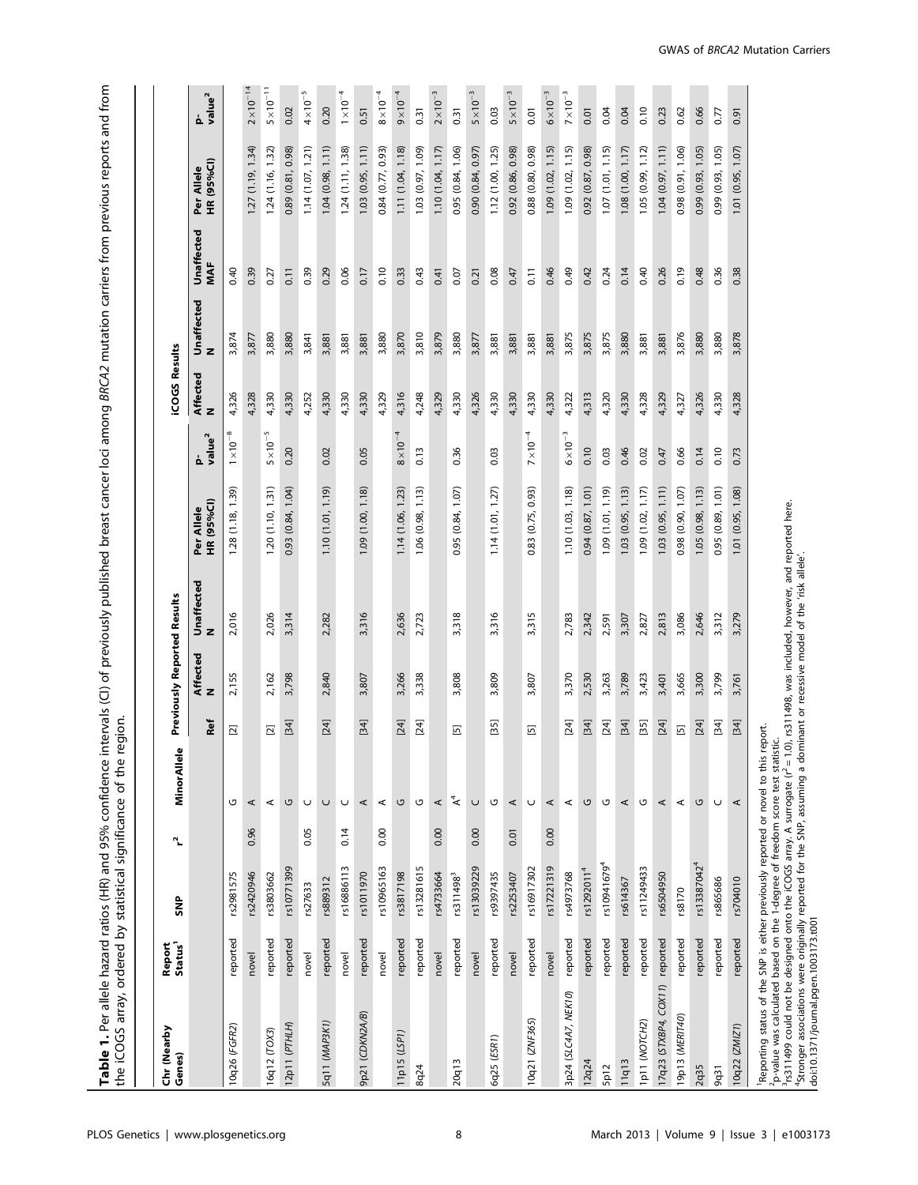**Table 1.** Per allele hazard ratios (HR) and 95% confidence intervals (CI) of previously published breast cancer loci among *BRCA2* mutation carriers from previous reports and from the iCOGS array, ordered by statistical significance of the region.

| Chr (Nearby Genes) | Report Status[1] | SNP | $r^2$ | Minor Allele | Previously Reported Results | | | | | iCOGS Results | | | | |
|---|---|---|---|---|---|---|---|---|---|---|---|---|---|---|
| | | | | | Ref | Affected N | Unaffected N | Per Allele HR (95%CI) | p-value[2] | Affected N | Unaffected N | Unaffected MAF | Per Allele HR (95%CI) | p-value[2] |
| 10q26 (*FGFR2*) | reported | rs2981575 | | G | [2] | 2,155 | 2,016 | 1.28 (1.18, 1.39) | $1\times10^{-8}$ | 4,326 | 3,874 | 0.40 | | |
| | novel | rs2420946 | 0.96 | A | | | | | | 4,328 | 3,877 | 0.39 | 1.27 (1.19, 1.34) | $2\times10^{-14}$ |
| 16q12 (*TOX3*) | reported | rs3803662 | | A | [2] | 2,162 | 2,026 | 1.20 (1.10, 1.31) | $5\times10^{-5}$ | 4,330 | 3,880 | 0.27 | 1.24 (1.16, 1.32) | $5\times10^{-11}$ |
| 12p11 (*PTHLH*) | reported | rs10771399 | | G | [34] | 3,798 | 3,314 | 0.93 (0.84, 1.04) | 0.20 | 4,330 | 3,880 | 0.11 | 0.89 (0.81, 0.98) | 0.02 |
| | novel | rs27633 | 0.05 | C | | | | | | 4,252 | 3,841 | 0.39 | 1.14 (1.07, 1.21) | $4\times10^{-5}$ |
| 5q11 (*MAP3K1*) | reported | rs889312 | | C | [24] | 2,840 | 2,282 | 1.10 (1.01, 1.19) | 0.02 | 4,330 | 3,881 | 0.29 | 1.04 (0.98, 1.11) | 0.20 |
| | novel | rs16886113 | 0.14 | C | | | | | | 4,330 | 3,881 | 0.06 | 1.24 (1.11, 1.38) | $1\times10^{-4}$ |
| 9p21 (*CDKN2A/B*) | reported | rs1011970 | | A | [34] | 3,807 | 3,316 | 1.09 (1.00, 1.18) | 0.05 | 4,330 | 3,881 | 0.17 | 1.03 (0.95, 1.11) | 0.51 |
| | novel | rs10965163 | 0.00 | A | | | | | | 4,329 | 3,880 | 0.10 | 0.84 (0.77, 0.93) | $8\times10^{-4}$ |
| 11p15 (*LSP1*) | reported | rs3817198 | | G | [24] | 3,266 | 2,636 | 1.14 (1.06, 1.23) | $8\times10^{-4}$ | 4,316 | 3,870 | 0.33 | 1.11 (1.04, 1.18) | $9\times10^{-4}$ |
| 8q24 | reported | rs13281615 | | G | [24] | 3,338 | 2,723 | 1.06 (0.98, 1.13) | 0.13 | 4,248 | 3,810 | 0.43 | 1.03 (0.97, 1.09) | 0.31 |
| | novel | rs4733664 | 0.00 | A | | | | | | 4,329 | 3,879 | 0.41 | 1.10 (1.04, 1.17) | $2\times10^{-3}$ |
| 20q13 | reported | rs311498[3] | | A[4] | [5] | 3,808 | 3,318 | 0.95 (0.84, 1.07) | 0.36 | 4,330 | 3,880 | 0.07 | 0.95 (0.84, 1.06) | 0.31 |
| | novel | rs13039229 | 0.00 | C | | | | | | 4,326 | 3,877 | 0.21 | 0.90 (0.84, 0.97) | $5\times10^{-3}$ |
| 6q25 (*ESR1*) | reported | rs9397435 | | G | [35] | 3,809 | 3,316 | 1.14 (1.01, 1.27) | 0.03 | 4,330 | 3,881 | 0.08 | 1.12 (1.00, 1.25) | 0.03 |
| | novel | rs2253407 | 0.01 | A | | | | | | 4,330 | 3,881 | 0.47 | 0.92 (0.86, 0.98) | $5\times10^{-3}$ |
| 10q21 (*ZNF365*) | reported | rs16917302 | | C | [5] | 3,807 | 3,315 | 0.83 (0.75, 0.93) | $7\times10^{-4}$ | 4,330 | 3,881 | 0.11 | 0.88 (0.80, 0.98) | 0.01 |
| | novel | rs17221319 | 0.00 | A | | | | | | 4,330 | 3,881 | 0.46 | 1.09 (1.02, 1.15) | $6\times10^{-3}$ |
| 3p24 (*SLC4A7, NEK10*) | reported | rs4973768 | | A | [24] | 3,370 | 2,783 | 1.10 (1.03, 1.18) | $6\times10^{-3}$ | 4,322 | 3,875 | 0.49 | 1.09 (1.02, 1.15) | $7\times10^{-3}$ |
| 12q24 | reported | rs1292011[4] | | G | [34] | 2,530 | 2,342 | 0.94 (0.87, 1.01) | 0.10 | 4,313 | 3,875 | 0.42 | 0.92 (0.87, 0.98) | 0.01 |
| 5p12 | reported | rs10941679[4] | | G | [24] | 3,263 | 2,591 | 1.09 (1.01, 1.19) | 0.03 | 4,320 | 3,875 | 0.24 | 1.07 (1.01, 1.15) | 0.04 |
| 11q13 | reported | rs614367 | | A | [34] | 3,789 | 3,307 | 1.03 (0.95, 1.13) | 0.46 | 4,330 | 3,880 | 0.14 | 1.08 (1.00, 1.17) | 0.04 |
| 1p11 (*NOTCH2*) | reported | rs11249433 | | G | [35] | 3,423 | 2,827 | 1.09 (1.02, 1.17) | 0.02 | 4,328 | 3,881 | 0.40 | 1.05 (0.99, 1.12) | 0.10 |
| 17q23 (*STXBP4, COX11*) | reported | rs6504950 | | A | [24] | 3,401 | 2,813 | 1.03 (0.95, 1.11) | 0.47 | 4,329 | 3,881 | 0.26 | 1.04 (0.97, 1.11) | 0.23 |
| 19p13 (*MERIT40*) | reported | rs8170 | | A | [5] | 3,665 | 3,086 | 0.98 (0.90, 1.07) | 0.66 | 4,327 | 3,876 | 0.19 | 0.98 (0.91, 1.06) | 0.62 |
| 2q35 | reported | rs13387042[4] | | G | [24] | 3,300 | 2,646 | 1.05 (0.98, 1.13) | 0.14 | 4,326 | 3,880 | 0.48 | 0.99 (0.93, 1.05) | 0.66 |
| 9q31 | reported | rs865686 | | C | [34] | 3,799 | 3,312 | 0.95 (0.89, 1.01) | 0.10 | 4,330 | 3,880 | 0.36 | 0.99 (0.93, 1.05) | 0.77 |
| 10q22 (*ZMIZ1*) | reported | rs704010 | | A | [34] | 3,761 | 3,279 | 1.01 (0.95, 1.08) | 0.73 | 4,328 | 3,878 | 0.38 | 1.01 (0.95, 1.07) | 0.91 |

[1]Reporting status of the SNP is either previously reported or novel to this report.
[2]p-value was calculated based on the 1-degree of freedom score test statistic.
[3]rs311499 could not be designed onto the iCOGS array. A surrogate ($r^2$ = 1.0), rs311498, was included, however, and reported here.
[4]Stronger associations were originally reported for the SNP, assuming a dominant or recessive model of the 'risk allele'.
doi:10.1371/journal.pgen.1003173.t001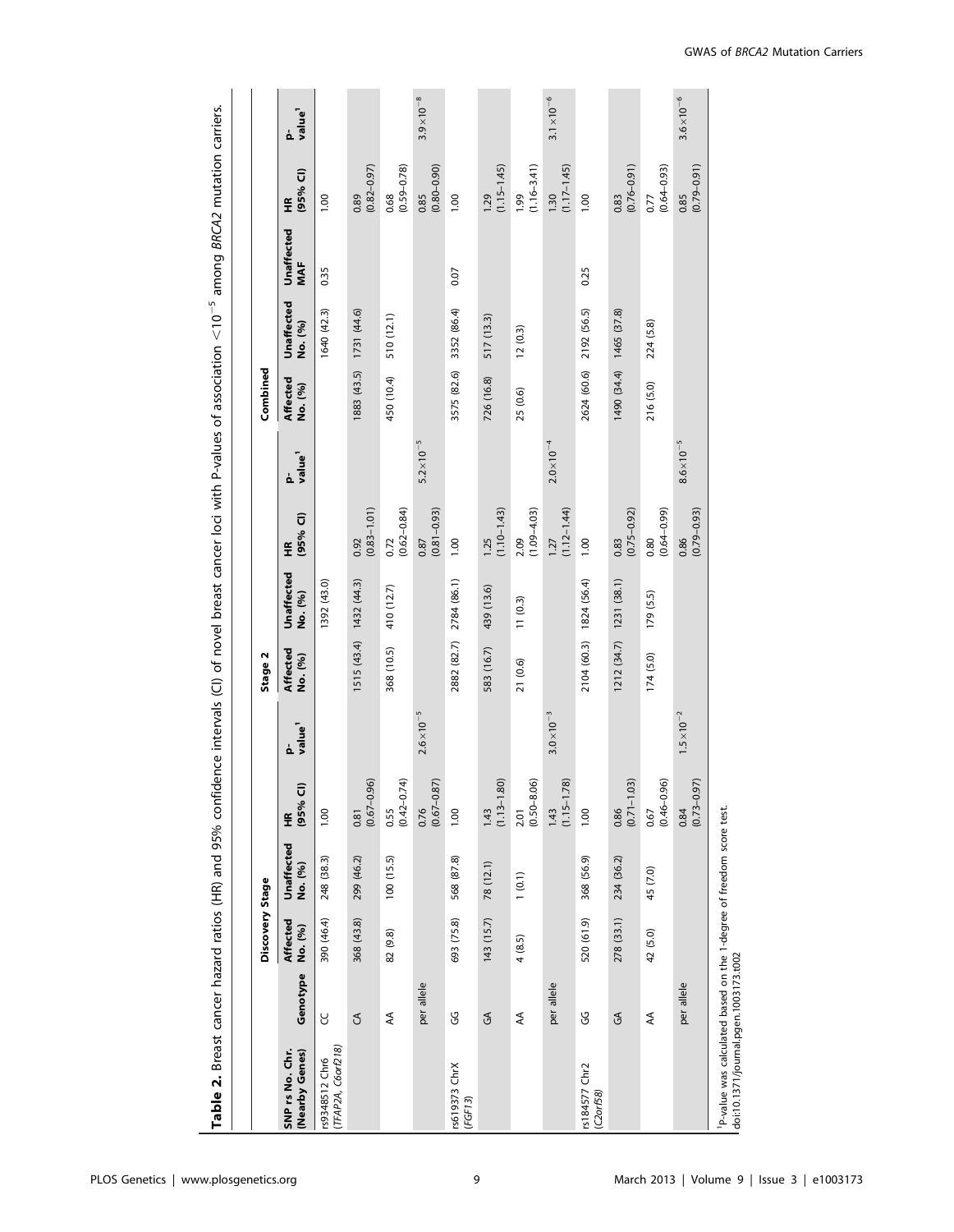**Table 2.** Breast cancer hazard ratios (HR) and 95% confidence intervals (CI) of novel breast cancer loci with P-values of association $<10^{-5}$ among *BRCA2* mutation carriers.

| SNP rs No. Chr. (Nearby Genes) | Genotype | Discovery Stage | | | | Stage 2 | | | | Combined | | | | |
|---|---|---|---|---|---|---|---|---|---|---|---|---|---|---|
| | | Affected No. (%) | Unaffected No. (%) | HR (95% CI) | P-value[1] | Affected No. (%) | Unaffected No. (%) | HR (95% CI) | P-value[1] | Affected No. (%) | Unaffected No. (%) | Unaffected MAF | HR (95% CI) | P-value[1] |
| rs9348512 Chr6 (*TFAP2A*, *C6orf218*) | CC | 390 (46.4) | 248 (38.3) | 1.00 | | | 1392 (43.0) | | | | 1640 (42.3) | 0.35 | 1.00 | |
| | CA | 368 (43.8) | 299 (46.2) | 0.81 (0.67–0.96) | | 1515 (43.4) | 1432 (44.3) | 0.92 (0.83–1.01) | | 1883 (43.5) | 1731 (44.6) | | 0.89 (0.82–0.97) | |
| | AA | 82 (9.8) | 100 (15.5) | 0.55 (0.42–0.74) | | 368 (10.5) | 410 (12.7) | 0.72 (0.62–0.84) | | 450 (10.4) | 510 (12.1) | | 0.68 (0.59–0.78) | |
| | per allele | | | 0.76 (0.67–0.87) | $2.6\times10^{-5}$ | | | 0.87 (0.81–0.93) | $5.2\times10^{-5}$ | | | | 0.85 (0.80–0.90) | $3.9\times10^{-8}$ |
| rs619373 ChrX (*FGF13*) | GG | 693 (75.8) | 568 (87.8) | 1.00 | | 2882 (82.7) | 2784 (86.1) | 1.00 | | 3575 (82.6) | 3352 (86.4) | 0.07 | 1.00 | |
| | GA | 143 (15.7) | 78 (12.1) | 1.43 (1.13–1.80) | | 583 (16.7) | 439 (13.6) | 1.25 (1.10–1.43) | | 726 (16.8) | 517 (13.3) | | 1.29 (1.15–1.45) | |
| | AA | 4 (8.5) | 1 (0.1) | 2.01 (0.50–8.06) | | 21 (0.6) | 11 (0.3) | 2.09 (1.09–4.03) | | 25 (0.6) | 12 (0.3) | | 1.99 (1.16–3.41) | |
| | per allele | | | 1.43 (1.15–1.78) | $3.0\times10^{-3}$ | | | 1.27 (1.12–1.44) | $2.0\times10^{-4}$ | | | | 1.30 (1.17–1.45) | $3.1\times10^{-6}$ |
| rs184577 Chr2 (*C2orf58*) | GG | 520 (61.9) | 368 (56.9) | 1.00 | | 2104 (60.3) | 1824 (56.4) | 1.00 | | 2624 (60.6) | 2192 (56.5) | 0.25 | 1.00 | |
| | GA | 278 (33.1) | 234 (36.2) | 0.86 (0.71–1.03) | | 1212 (34.7) | 1231 (38.1) | 0.83 (0.75–0.92) | | 1490 (34.4) | 1465 (37.8) | | 0.83 (0.76–0.91) | |
| | AA | 42 (5.0) | 45 (7.0) | 0.67 (0.46–0.96) | | 174 (5.0) | 179 (5.5) | 0.80 (0.64–0.99) | | 216 (5.0) | 224 (5.8) | | 0.77 (0.64–0.93) | |
| | per allele | | | 0.84 (0.73–0.97) | $1.5\times10^{-2}$ | | | 0.86 (0.79–0.93) | $8.6\times10^{-5}$ | | | | 0.85 (0.79–0.91) | $3.6\times10^{-6}$ |

[1]P-value was calculated based on the 1-degree of freedom score test.
doi:10.1371/journal.pgen.1003173.t002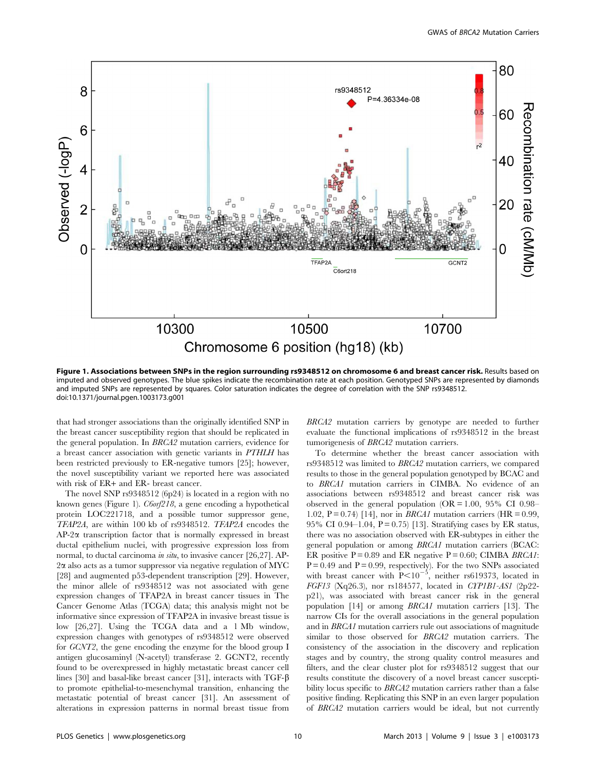**Figure 1. Associations between SNPs in the region surrounding rs9348512 on chromosome 6 and breast cancer risk.** Results based on imputed and observed genotypes. The blue spikes indicate the recombination rate at each position. Genotyped SNPs are represented by diamonds and imputed SNPs are represented by squares. Color saturation indicates the degree of correlation with the SNP rs9348512.
doi:10.1371/journal.pgen.1003173.g001

that had stronger associations than the originally identified SNP in the breast cancer susceptibility region that should be replicated in the general population. In *BRCA2* mutation carriers, evidence for a breast cancer association with genetic variants in *PTHLH* has been restricted previously to ER-negative tumors [25]; however, the novel susceptibility variant we reported here was associated with risk of ER+ and ER- breast cancer.

The novel SNP rs9348512 (6p24) is located in a region with no known genes (Figure 1). *C6orf218*, a gene encoding a hypothetical protein LOC221718, and a possible tumor suppressor gene, *TFAP2A*, are within 100 kb of rs9348512. *TFAP2A* encodes the AP-2α transcription factor that is normally expressed in breast ductal epithelium nuclei, with progressive expression loss from normal, to ductal carcinoma *in situ*, to invasive cancer [26,27]. AP-2α also acts as a tumor suppressor via negative regulation of MYC [28] and augmented p53-dependent transcription [29]. However, the minor allele of rs9348512 was not associated with gene expression changes of TFAP2A in breast cancer tissues in The Cancer Genome Atlas (TCGA) data; this analysis might not be informative since expression of TFAP2A in invasive breast tissue is low [26,27]. Using the TCGA data and a 1 Mb window, expression changes with genotypes of rs9348512 were observed for *GCNT2*, the gene encoding the enzyme for the blood group I antigen glucosaminyl (N-acetyl) transferase 2. GCNT2, recently found to be overexpressed in highly metastatic breast cancer cell lines [30] and basal-like breast cancer [31], interacts with TGF-β to promote epithelial-to-mesenchymal transition, enhancing the metastatic potential of breast cancer [31]. An assessment of alterations in expression patterns in normal breast tissue from *BRCA2* mutation carriers by genotype are needed to further evaluate the functional implications of rs9348512 in the breast tumorigenesis of *BRCA2* mutation carriers.

To determine whether the breast cancer association with rs9348512 was limited to *BRCA2* mutation carriers, we compared results to those in the general population genotyped by BCAC and to *BRCA1* mutation carriers in CIMBA. No evidence of an associations between rs9348512 and breast cancer risk was observed in the general population (OR = 1.00, 95% CI 0.98–1.02, P = 0.74) [14], nor in *BRCA1* mutation carriers (HR = 0.99, 95% CI 0.94–1.04, P = 0.75) [13]. Stratifying cases by ER status, there was no association observed with ER-subtypes in either the general population or among *BRCA1* mutation carriers (BCAC: ER positive P = 0.89 and ER negative P = 0.60; CIMBA *BRCA1*: P = 0.49 and P = 0.99, respectively). For the two SNPs associated with breast cancer with $P < 10^{-5}$, neither rs619373, located in *FGF13* (Xq26.3), nor rs184577, located in *CYP1B1-AS1* (2p22-p21), was associated with breast cancer risk in the general population [14] or among *BRCA1* mutation carriers [13]. The narrow CIs for the overall associations in the general population and in *BRCA1* mutation carriers rule out associations of magnitude similar to those observed for *BRCA2* mutation carriers. The consistency of the association in the discovery and replication stages and by country, the strong quality control measures and filters, and the clear cluster plot for rs9348512 suggest that our results constitute the discovery of a novel breast cancer susceptibility locus specific to *BRCA2* mutation carriers rather than a false positive finding. Replicating this SNP in an even larger population of *BRCA2* mutation carriers would be ideal, but not currently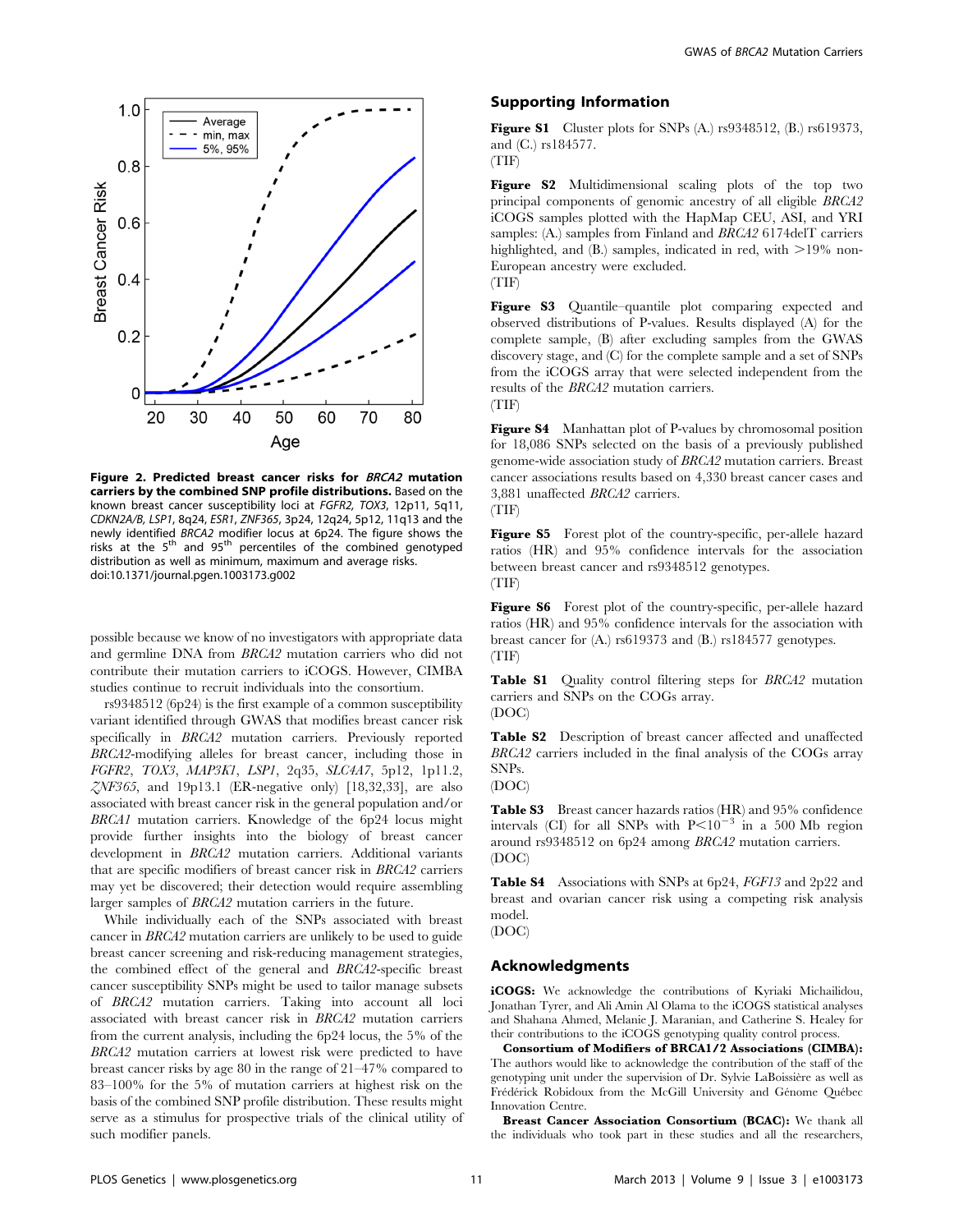**Figure 2. Predicted breast cancer risks for *BRCA2* mutation carriers by the combined SNP profile distributions.** Based on the known breast cancer susceptibility loci at *FGFR2*, *TOX3*, 12p11, 5q11, *CDKN2A/B*, *LSP1*, 8q24, *ESR1*, *ZNF365*, 3p24, 12q24, 5p12, 11q13 and the newly identified *BRCA2* modifier locus at 6p24. The figure shows the risks at the 5th and 95th percentiles of the combined genotyped distribution as well as minimum, maximum and average risks.
doi:10.1371/journal.pgen.1003173.g002

possible because we know of no investigators with appropriate data and germline DNA from *BRCA2* mutation carriers who did not contribute their mutation carriers to iCOGS. However, CIMBA studies continue to recruit individuals into the consortium.

rs9348512 (6p24) is the first example of a common susceptibility variant identified through GWAS that modifies breast cancer risk specifically in *BRCA2* mutation carriers. Previously reported *BRCA2*-modifying alleles for breast cancer, including those in *FGFR2*, *TOX3*, *MAP3K1*, *LSP1*, 2q35, *SLC4A7*, 5p12, 1p11.2, *ZNF365*, and 19p13.1 (ER-negative only) [18,32,33], are also associated with breast cancer risk in the general population and/or *BRCA1* mutation carriers. Knowledge of the 6p24 locus might provide further insights into the biology of breast cancer development in *BRCA2* mutation carriers. Additional variants that are specific modifiers of breast cancer risk in *BRCA2* carriers may yet be discovered; their detection would require assembling larger samples of *BRCA2* mutation carriers in the future.

While individually each of the SNPs associated with breast cancer in *BRCA2* mutation carriers are unlikely to be used to guide breast cancer screening and risk-reducing management strategies, the combined effect of the general and *BRCA2*-specific breast cancer susceptibility SNPs might be used to tailor manage subsets of *BRCA2* mutation carriers. Taking into account all loci associated with breast cancer risk in *BRCA2* mutation carriers from the current analysis, including the 6p24 locus, the 5% of the *BRCA2* mutation carriers at lowest risk were predicted to have breast cancer risks by age 80 in the range of 21–47% compared to 83–100% for the 5% of mutation carriers at highest risk on the basis of the combined SNP profile distribution. These results might serve as a stimulus for prospective trials of the clinical utility of such modifier panels.

## Supporting Information

**Figure S1** Cluster plots for SNPs (A.) rs9348512, (B.) rs619373, and (C.) rs184577.
(TIF)

**Figure S2** Multidimensional scaling plots of the top two principal components of genomic ancestry of all eligible *BRCA2* iCOGS samples plotted with the HapMap CEU, ASI, and YRI samples: (A.) samples from Finland and *BRCA2* 6174delT carriers highlighted, and (B.) samples, indicated in red, with >19% non-European ancestry were excluded.
(TIF)

**Figure S3** Quantile–quantile plot comparing expected and observed distributions of P-values. Results displayed (A) for the complete sample, (B) after excluding samples from the GWAS discovery stage, and (C) for the complete sample and a set of SNPs from the iCOGS array that were selected independent from the results of the *BRCA2* mutation carriers.
(TIF)

**Figure S4** Manhattan plot of P-values by chromosomal position for 18,086 SNPs selected on the basis of a previously published genome-wide association study of *BRCA2* mutation carriers. Breast cancer associations results based on 4,330 breast cancer cases and 3,881 unaffected *BRCA2* carriers.
(TIF)

**Figure S5** Forest plot of the country-specific, per-allele hazard ratios (HR) and 95% confidence intervals for the association between breast cancer and rs9348512 genotypes.
(TIF)

**Figure S6** Forest plot of the country-specific, per-allele hazard ratios (HR) and 95% confidence intervals for the association with breast cancer for (A.) rs619373 and (B.) rs184577 genotypes.
(TIF)

**Table S1** Quality control filtering steps for *BRCA2* mutation carriers and SNPs on the COGs array.
(DOC)

**Table S2** Description of breast cancer affected and unaffected *BRCA2* carriers included in the final analysis of the COGs array SNPs.
(DOC)

**Table S3** Breast cancer hazards ratios (HR) and 95% confidence intervals (CI) for all SNPs with $P<10^{-3}$ in a 500 Mb region around rs9348512 on 6p24 among *BRCA2* mutation carriers.
(DOC)

**Table S4** Associations with SNPs at 6p24, *FGF13* and 2p22 and breast and ovarian cancer risk using a competing risk analysis model.
(DOC)

## Acknowledgments

**iCOGS:** We acknowledge the contributions of Kyriaki Michailidou, Jonathan Tyrer, and Ali Amin Al Olama to the iCOGS statistical analyses and Shahana Ahmed, Melanie J. Maranian, and Catherine S. Healey for their contributions to the iCOGS genotyping quality control process.

**Consortium of Modifiers of BRCA1/2 Associations (CIMBA):** The authors would like to acknowledge the contribution of the staff of the genotyping unit under the supervision of Dr. Sylvie LaBoissière as well as Frédérick Robidoux from the McGill University and Génome Québec Innovation Centre.

**Breast Cancer Association Consortium (BCAC):** We thank all the individuals who took part in these studies and all the researchers,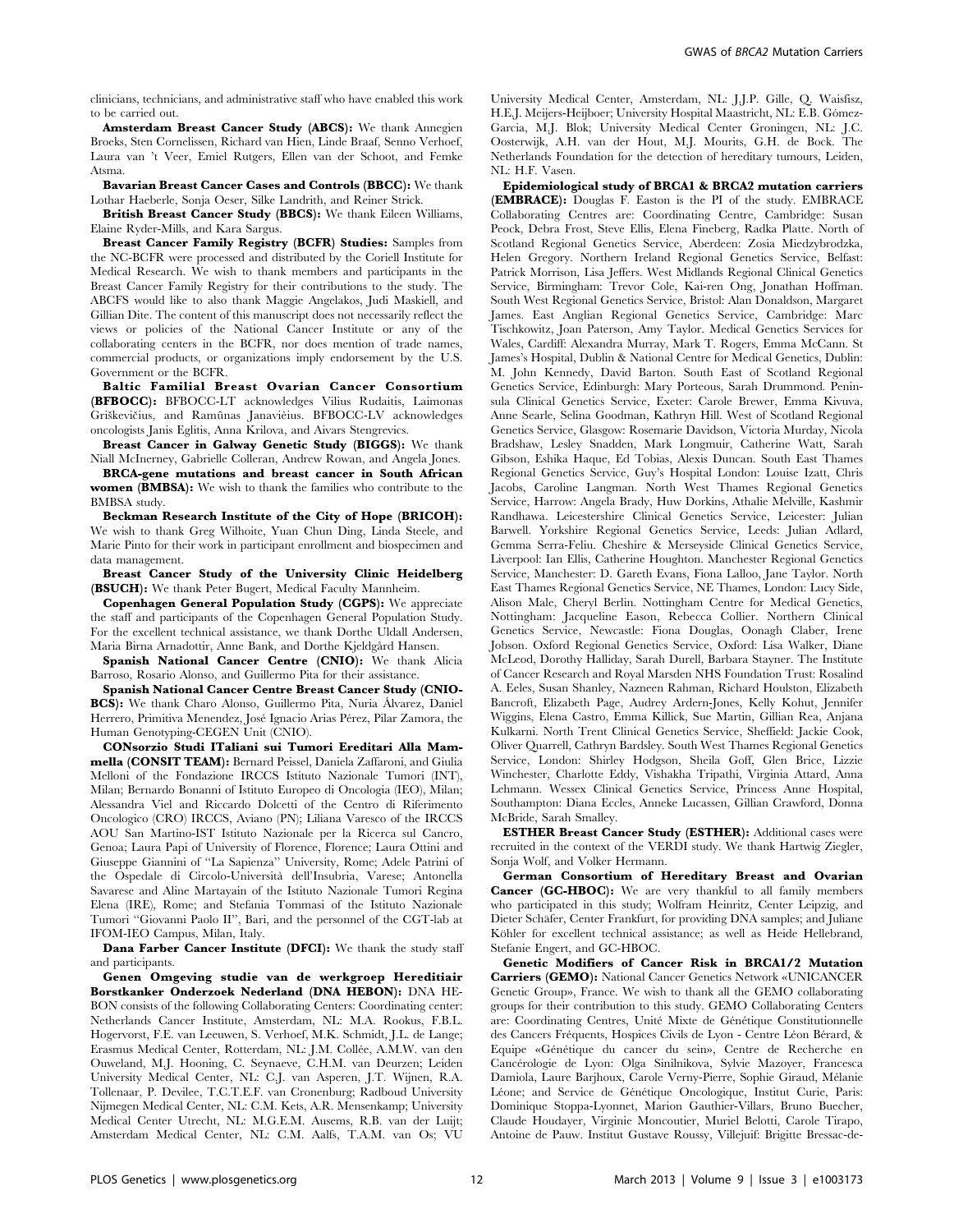clinicians, technicians, and administrative staff who have enabled this work to be carried out.

**Amsterdam Breast Cancer Study (ABCS):** We thank Annegien Broeks, Sten Cornelissen, Richard van Hien, Linde Braaf, Senno Verhoef, Laura van 't Veer, Emiel Rutgers, Ellen van der Schoot, and Femke Atsma.

**Bavarian Breast Cancer Cases and Controls (BBCC):** We thank Lothar Haeberle, Sonja Oeser, Silke Landrith, and Reiner Strick.

**British Breast Cancer Study (BBCS):** We thank Eileen Williams, Elaine Ryder-Mills, and Kara Sargus.

**Breast Cancer Family Registry (BCFR) Studies:** Samples from the NC-BCFR were processed and distributed by the Coriell Institute for Medical Research. We wish to thank members and participants in the Breast Cancer Family Registry for their contributions to the study. The ABCFS would like to also thank Maggie Angelakos, Judi Maskiell, and Gillian Dite. The content of this manuscript does not necessarily reflect the views or policies of the National Cancer Institute or any of the collaborating centers in the BCFR, nor does mention of trade names, commercial products, or organizations imply endorsement by the U.S. Government or the BCFR.

**Baltic Familial Breast Ovarian Cancer Consortium (BFBOCC):** BFBOCC-LT acknowledges Vilius Rudaitis, Laimonas Griškevičius, and Ramūnas Janavičius. BFBOCC-LV acknowledges oncologists Janis Eglitis, Anna Krilova, and Aivars Stengrevics.

**Breast Cancer in Galway Genetic Study (BIGGS):** We thank Niall McInerney, Gabrielle Colleran, Andrew Rowan, and Angela Jones.

**BRCA-gene mutations and breast cancer in South African women (BMBSA):** We wish to thank the families who contribute to the BMBSA study.

**Beckman Research Institute of the City of Hope (BRICOH):** We wish to thank Greg Wilhoite, Yuan Chun Ding, Linda Steele, and Marie Pinto for their work in participant enrollment and biospecimen and data management.

**Breast Cancer Study of the University Clinic Heidelberg (BSUCH):** We thank Peter Bugert, Medical Faculty Mannheim.

**Copenhagen General Population Study (CGPS):** We appreciate the staff and participants of the Copenhagen General Population Study. For the excellent technical assistance, we thank Dorthe Uldall Andersen, Maria Birna Arnadottir, Anne Bank, and Dorthe Kjeldgård Hansen.

**Spanish National Cancer Centre (CNIO):** We thank Alicia Barroso, Rosario Alonso, and Guillermo Pita for their assistance.

**Spanish National Cancer Centre Breast Cancer Study (CNIO-BCS):** We thank Charo Alonso, Guillermo Pita, Nuria Álvarez, Daniel Herrero, Primitiva Menendez, José Ignacio Arias Pérez, Pilar Zamora, the Human Genotyping-CEGEN Unit (CNIO).

**CONsorzio Studi ITaliani sui Tumori Ereditari Alla Mammella (CONSIT TEAM):** Bernard Peissel, Daniela Zaffaroni, and Giulia Melloni of the Fondazione IRCCS Istituto Nazionale Tumori (INT), Milan; Bernardo Bonanni of Istituto Europeo di Oncologia (IEO), Milan; Alessandra Viel and Riccardo Dolcetti of the Centro di Riferimento Oncologico (CRO) IRCCS, Aviano (PN); Liliana Varesco of the IRCCS AOU San Martino-IST Istituto Nazionale per la Ricerca sul Cancro, Genoa; Laura Papi of University of Florence, Florence; Laura Ottini and Giuseppe Giannini of "La Sapienza" University, Rome; Adele Patrini of the Ospedale di Circolo-Università dell'Insubria, Varese; Antonella Savarese and Aline Martayain of the Istituto Nazionale Tumori Regina Elena (IRE), Rome; and Stefania Tommasi of the Istituto Nazionale Tumori "Giovanni Paolo II", Bari, and the personnel of the CGT-lab at IFOM-IEO Campus, Milan, Italy.

**Dana Farber Cancer Institute (DFCI):** We thank the study staff and participants.

**Genen Omgeving studie van de werkgroep Hereditiair Borstkanker Onderzoek Nederland (DNA HEBON):** DNA HEBON consists of the following Collaborating Centers: Coordinating center: Netherlands Cancer Institute, Amsterdam, NL: M.A. Rookus, F.B.L. Hogervorst, F.E. van Leeuwen, S. Verhoef, M.K. Schmidt, J.L. de Lange; Erasmus Medical Center, Rotterdam, NL: J.M. Collée, A.M.W. van den Ouweland, M.J. Hooning, C. Seynaeve, C.H.M. van Deurzen; Leiden University Medical Center, NL: C.J. van Asperen, J.T. Wijnen, R.A. Tollenaar, P. Devilee, T.C.T.E.F. van Cronenburg; Radboud University Nijmegen Medical Center, NL: C.M. Kets, A.R. Mensenkamp; University Medical Center Utrecht, NL: M.G.E.M. Ausems, R.B. van der Luijt; Amsterdam Medical Center, NL: C.M. Aalfs, T.A.M. van Os; VU University Medical Center, Amsterdam, NL: J.J.P. Gille, Q. Waisfisz, H.E.J. Meijers-Heijboer; University Hospital Maastricht, NL: E.B. Gómez-Garcia, M.J. Blok; University Medical Center Groningen, NL: J.C. Oosterwijk, A.H. van der Hout, M.J. Mourits, G.H. de Bock. The Netherlands Foundation for the detection of hereditary tumours, Leiden, NL: H.F. Vasen.

**Epidemiological study of BRCA1 & BRCA2 mutation carriers (EMBRACE):** Douglas F. Easton is the PI of the study. EMBRACE Collaborating Centres are: Coordinating Centre, Cambridge: Susan Peock, Debra Frost, Steve Ellis, Elena Fineberg, Radka Platte. North of Scotland Regional Genetics Service, Aberdeen: Zosia Miedzybrodzka, Helen Gregory. Northern Ireland Regional Genetics Service, Belfast: Patrick Morrison, Lisa Jeffers. West Midlands Regional Clinical Genetics Service, Birmingham: Trevor Cole, Kai-ren Ong, Jonathan Hoffman. South West Regional Genetics Service, Bristol: Alan Donaldson, Margaret James. East Anglian Regional Genetics Service, Cambridge: Marc Tischkowitz, Joan Paterson, Amy Taylor. Medical Genetics Services for Wales, Cardiff: Alexandra Murray, Mark T. Rogers, Emma McCann. St James's Hospital, Dublin & National Centre for Medical Genetics, Dublin: M. John Kennedy, David Barton. South East of Scotland Regional Genetics Service, Edinburgh: Mary Porteous, Sarah Drummond. Peninsula Clinical Genetics Service, Exeter: Carole Brewer, Emma Kivuva, Anne Searle, Selina Goodman, Kathryn Hill. West of Scotland Regional Genetics Service, Glasgow: Rosemarie Davidson, Victoria Murday, Nicola Bradshaw, Lesley Snadden, Mark Longmuir, Catherine Watt, Sarah Gibson, Eshika Haque, Ed Tobias, Alexis Duncan. South East Thames Regional Genetics Service, Guy's Hospital London: Louise Izatt, Chris Jacobs, Caroline Langman. North West Thames Regional Genetics Service, Harrow: Angela Brady, Huw Dorkins, Athalie Melville, Kashmir Randhawa. Leicestershire Clinical Genetics Service, Leicester: Julian Barwell. Yorkshire Regional Genetics Service, Leeds: Julian Adlard, Gemma Serra-Feliu. Cheshire & Merseyside Clinical Genetics Service, Liverpool: Ian Ellis, Catherine Houghton. Manchester Regional Genetics Service, Manchester: D. Gareth Evans, Fiona Lalloo, Jane Taylor. North East Thames Regional Genetics Service, NE Thames, London: Lucy Side, Alison Male, Cheryl Berlin. Nottingham Centre for Medical Genetics, Nottingham: Jacqueline Eason, Rebecca Collier. Northern Clinical Genetics Service, Newcastle: Fiona Douglas, Oonagh Claber, Irene Jobson. Oxford Regional Genetics Service, Oxford: Lisa Walker, Diane McLeod, Dorothy Halliday, Sarah Durell, Barbara Stayner. The Institute of Cancer Research and Royal Marsden NHS Foundation Trust: Rosalind A. Eeles, Susan Shanley, Nazneen Rahman, Richard Houlston, Elizabeth Bancroft, Elizabeth Page, Audrey Ardern-Jones, Kelly Kohut, Jennifer Wiggins, Elena Castro, Emma Killick, Sue Martin, Gillian Rea, Anjana Kulkarni. North Trent Clinical Genetics Service, Sheffield: Jackie Cook, Oliver Quarrell, Cathryn Bardsley. South West Thames Regional Genetics Service, London: Shirley Hodgson, Sheila Goff, Glen Brice, Lizzie Winchester, Charlotte Eddy, Vishakha Tripathi, Virginia Attard, Anna Lehmann. Wessex Clinical Genetics Service, Princess Anne Hospital, Southampton: Diana Eccles, Anneke Lucassen, Gillian Crawford, Donna McBride, Sarah Smalley.

**ESTHER Breast Cancer Study (ESTHER):** Additional cases were recruited in the context of the VERDI study. We thank Hartwig Ziegler, Sonja Wolf, and Volker Hermann.

**German Consortium of Hereditary Breast and Ovarian Cancer (GC-HBOC):** We are very thankful to all family members who participated in this study; Wolfram Heinritz, Center Leipzig, and Dieter Schäfer, Center Frankfurt, for providing DNA samples; and Juliane Köhler for excellent technical assistance; as well as Heide Hellebrand, Stefanie Engert, and GC-HBOC.

**Genetic Modifiers of Cancer Risk in BRCA1/2 Mutation Carriers (GEMO):** National Cancer Genetics Network «UNICANCER Genetic Group», France. We wish to thank all the GEMO collaborating groups for their contribution to this study. GEMO Collaborating Centers are: Coordinating Centres, Unité Mixte de Génétique Constitutionnelle des Cancers Fréquents, Hospices Civils de Lyon - Centre Léon Bérard, & Equipe «Génétique du cancer du sein», Centre de Recherche en Cancérologie de Lyon: Olga Sinilnikova, Sylvie Mazoyer, Francesca Damiola, Laure Barjhoux, Carole Verny-Pierre, Sophie Giraud, Mélanie Léone; and Service de Génétique Oncologique, Institut Curie, Paris: Dominique Stoppa-Lyonnet, Marion Gauthier-Villars, Bruno Buecher, Claude Houdayer, Virginie Moncoutier, Muriel Belotti, Carole Tirapo, Antoine de Pauw. Institut Gustave Roussy, Villejuif: Brigitte Bressac-de-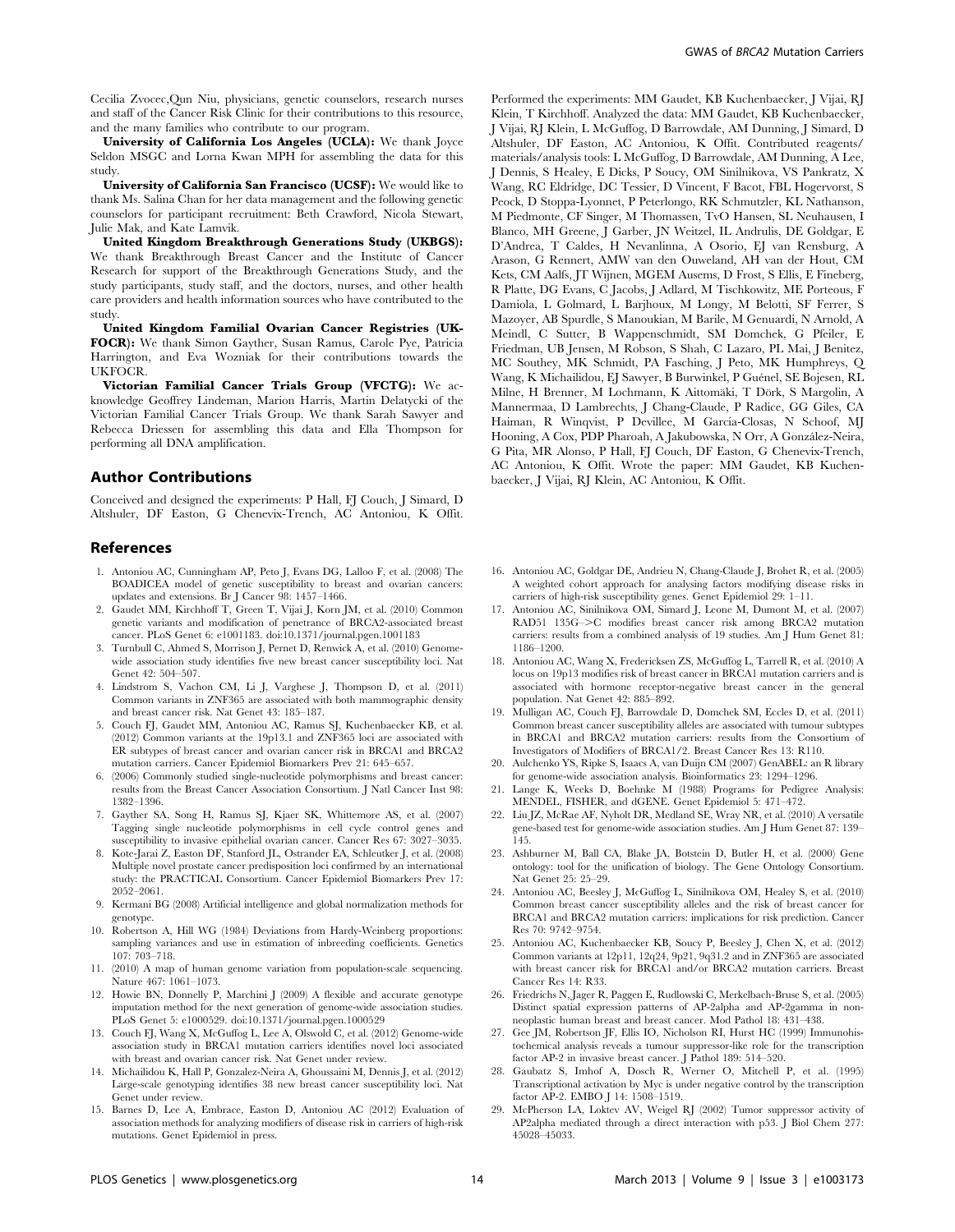Cecilia Zvocec,Qun Niu, physicians, genetic counselors, research nurses and staff of the Cancer Risk Clinic for their contributions to this resource, and the many families who contribute to our program.

**University of California Los Angeles (UCLA):** We thank Joyce Seldon MSGC and Lorna Kwan MPH for assembling the data for this study.

**University of California San Francisco (UCSF):** We would like to thank Ms. Salina Chan for her data management and the following genetic counselors for participant recruitment: Beth Crawford, Nicola Stewart, Julie Mak, and Kate Lamvik.

**United Kingdom Breakthrough Generations Study (UKBGS):** We thank Breakthrough Breast Cancer and the Institute of Cancer Research for support of the Breakthrough Generations Study, and the study participants, study staff, and the doctors, nurses, and other health care providers and health information sources who have contributed to the study.

**United Kingdom Familial Ovarian Cancer Registries (UK-FOCR):** We thank Simon Gayther, Susan Ramus, Carole Pye, Patricia Harrington, and Eva Wozniak for their contributions towards the UKFOCR.

**Victorian Familial Cancer Trials Group (VFCTG):** We acknowledge Geoffrey Lindeman, Marion Harris, Martin Delatycki of the Victorian Familial Cancer Trials Group. We thank Sarah Sawyer and Rebecca Driessen for assembling this data and Ella Thompson for performing all DNA amplification.

## Author Contributions

Conceived and designed the experiments: P Hall, FJ Couch, J Simard, D Altshuler, DF Easton, G Chenevix-Trench, AC Antoniou, K Offit. Performed the experiments: MM Gaudet, KB Kuchenbaecker, J Vijai, RJ Klein, T Kirchhoff. Analyzed the data: MM Gaudet, KB Kuchenbaecker, J Vijai, RJ Klein, L McGuffog, D Barrowdale, AM Dunning, J Simard, D Altshuler, DF Easton, AC Antoniou, K Offit. Contributed reagents/materials/analysis tools: L McGuffog, D Barrowdale, AM Dunning, A Lee, J Dennis, S Healey, E Dicks, P Soucy, OM Sinilnikova, VS Pankratz, X Wang, RC Eldridge, DC Tessier, D Vincent, F Bacot, FBL Hogervorst, S Peock, D Stoppa-Lyonnet, P Peterlongo, RK Schmutzler, KL Nathanson, M Piedmonte, CF Singer, M Thomassen, TvO Hansen, SL Neuhausen, I Blanco, MH Greene, J Garber, JN Weitzel, IL Andrulis, DE Goldgar, E D'Andrea, T Caldes, H Nevanlinna, A Osorio, EJ van Rensburg, A Arason, G Rennert, AMW van den Ouweland, AH van der Hout, CM Kets, CM Aalfs, JT Wijnen, MGEM Ausems, D Frost, S Ellis, E Fineberg, R Platte, DG Evans, C Jacobs, J Adlard, M Tischkowitz, ME Porteous, F Damiola, L Golmard, L Barjhoux, M Longy, M Belotti, SF Ferrer, S Mazoyer, AB Spurdle, S Manoukian, M Barile, M Genuardi, N Arnold, A Meindl, C Sutter, B Wappenschmidt, SM Domchek, G Pfeiler, E Friedman, UB Jensen, M Robson, S Shah, C Lazaro, PL Mai, J Benitez, MC Southey, MK Schmidt, PA Fasching, J Peto, MK Humphreys, Q Wang, K Michailidou, EJ Sawyer, B Burwinkel, P Guénel, SE Bojesen, RL Milne, H Brenner, M Lochmann, K Aittomäki, T Dörk, S Margolin, A Mannermaa, D Lambrechts, J Chang-Claude, P Radice, GG Giles, CA Haiman, R Winqvist, P Devillee, M García-Closas, N Schoof, MJ Hooning, A Cox, PDP Pharoah, A Jakubowska, N Orr, A González-Neira, G Pita, MR Alonso, P Hall, FJ Couch, DF Easton, G Chenevix-Trench, AC Antoniou, K Offit. Wrote the paper: MM Gaudet, KB Kuchenbaecker, J Vijai, RJ Klein, AC Antoniou, K Offit.

## References

1. Antoniou AC, Cunningham AP, Peto J, Evans DG, Lalloo F, et al. (2008) The BOADICEA model of genetic susceptibility to breast and ovarian cancers: updates and extensions. Br J Cancer 98: 1457–1466.
2. Gaudet MM, Kirchhoff T, Green T, Vijai J, Korn JM, et al. (2010) Common genetic variants and modification of penetrance of BRCA2-associated breast cancer. PLoS Genet 6: e1001183. doi:10.1371/journal.pgen.1001183
3. Turnbull C, Ahmed S, Morrison J, Pernet D, Renwick A, et al. (2010) Genome-wide association study identifies five new breast cancer susceptibility loci. Nat Genet 42: 504–507.
4. Lindstrom S, Vachon CM, Li J, Varghese J, Thompson D, et al. (2011) Common variants in ZNF365 are associated with both mammographic density and breast cancer risk. Nat Genet 43: 185–187.
5. Couch FJ, Gaudet MM, Antoniou AC, Ramus SJ, Kuchenbaecker KB, et al. (2012) Common variants at the 19p13.1 and ZNF365 loci are associated with ER subtypes of breast cancer and ovarian cancer risk in BRCA1 and BRCA2 mutation carriers. Cancer Epidemiol Biomarkers Prev 21: 645–657.
6. (2006) Commonly studied single-nucleotide polymorphisms and breast cancer: results from the Breast Cancer Association Consortium. J Natl Cancer Inst 98: 1382–1396.
7. Gayther SA, Song H, Ramus SJ, Kjaer SK, Whittemore AS, et al. (2007) Tagging single nucleotide polymorphisms in cell cycle control genes and susceptibility to invasive epithelial ovarian cancer. Cancer Res 67: 3027–3035.
8. Kote-Jarai Z, Easton DF, Stanford JL, Ostrander EA, Schleutker J, et al. (2008) Multiple novel prostate cancer predisposition loci confirmed by an international study: the PRACTICAL Consortium. Cancer Epidemiol Biomarkers Prev 17: 2052–2061.
9. Kermani BG (2008) Artificial intelligence and global normalization methods for genotype.
10. Robertson A, Hill WG (1984) Deviations from Hardy-Weinberg proportions: sampling variances and use in estimation of inbreeding coefficients. Genetics 107: 703–718.
11. (2010) A map of human genome variation from population-scale sequencing. Nature 467: 1061–1073.
12. Howie BN, Donnelly P, Marchini J (2009) A flexible and accurate genotype imputation method for the next generation of genome-wide association studies. PLoS Genet 5: e1000529. doi:10.1371/journal.pgen.1000529
13. Couch FJ, Wang X, McGuffog L, Lee A, Olswold C, et al. (2012) Genome-wide association study in BRCA1 mutation carriers identifies novel loci associated with breast and ovarian cancer risk. Nat Genet under review.
14. Michailidou K, Hall P, Gonzalez-Neira A, Ghoussaini M, Dennis J, et al. (2012) Large-scale genotyping identifies 38 new breast cancer susceptibility loci. Nat Genet under review.
15. Barnes D, Lee A, Embrace, Easton D, Antoniou AC (2012) Evaluation of association methods for analyzing modifiers of disease risk in carriers of high-risk mutations. Genet Epidemiol in press.
16. Antoniou AC, Goldgar DE, Andrieu N, Chang-Claude J, Brohet R, et al. (2005) A weighted cohort approach for analysing factors modifying disease risks in carriers of high-risk susceptibility genes. Genet Epidemiol 29: 1–11.
17. Antoniou AC, Sinilnikova OM, Simard J, Leone M, Dumont M, et al. (2007) RAD51 135G->C modifies breast cancer risk among BRCA2 mutation carriers: results from a combined analysis of 19 studies. Am J Hum Genet 81: 1186–1200.
18. Antoniou AC, Wang X, Fredericksen ZS, McGuffog L, Tarrell R, et al. (2010) A locus on 19p13 modifies risk of breast cancer in BRCA1 mutation carriers and is associated with hormone receptor-negative breast cancer in the general population. Nat Genet 42: 885–892.
19. Mulligan AC, Couch FJ, Barrowdale D, Domchek SM, Eccles D, et al. (2011) Common breast cancer susceptibility alleles are associated with tumour subtypes in BRCA1 and BRCA2 mutation carriers: results from the Consortium of Investigators of Modifiers of BRCA1/2. Breast Cancer Res 13: R110.
20. Aulchenko YS, Ripke S, Isaacs A, van Duijn CM (2007) GenABEL: an R library for genome-wide association analysis. Bioinformatics 23: 1294–1296.
21. Lange K, Weeks D, Boehnke M (1988) Programs for Pedigree Analysis: MENDEL, FISHER, and dGENE. Genet Epidemiol 5: 471–472.
22. Liu JZ, McRae AF, Nyholt DR, Medland SE, Wray NR, et al. (2010) A versatile gene-based test for genome-wide association studies. Am J Hum Genet 87: 139–145.
23. Ashburner M, Ball CA, Blake JA, Botstein D, Butler H, et al. (2000) Gene ontology: tool for the unification of biology. The Gene Ontology Consortium. Nat Genet 25: 25–29.
24. Antoniou AC, Beesley J, McGuffog L, Sinilnikova OM, Healey S, et al. (2010) Common breast cancer susceptibility alleles and the risk of breast cancer for BRCA1 and BRCA2 mutation carriers: implications for risk prediction. Cancer Res 70: 9742–9754.
25. Antoniou AC, Kuchenbaecker KB, Soucy P, Beesley J, Chen X, et al. (2012) Common variants at 12p11, 12q24, 9p21, 9q31.2 and in ZNF365 are associated with breast cancer risk for BRCA1 and/or BRCA2 mutation carriers. Breast Cancer Res 14: R33.
26. Friedrichs N, Jager R, Paggen E, Rudlowski C, Merkelbach-Bruse S, et al. (2005) Distinct spatial expression patterns of AP-2alpha and AP-2gamma in non-neoplastic human breast and breast cancer. Mod Pathol 18: 431–438.
27. Gee JM, Robertson JF, Ellis IO, Nicholson RI, Hurst HC (1999) Immunohistochemical analysis reveals a tumour suppressor-like role for the transcription factor AP-2 in invasive breast cancer. J Pathol 189: 514–520.
28. Gaubatz S, Imhof A, Dosch R, Werner O, Mitchell P, et al. (1995) Transcriptional activation by Myc is under negative control by the transcription factor AP-2. EMBO J 14: 1508–1519.
29. McPherson LA, Loktev AV, Weigel RJ (2002) Tumor suppressor activity of AP2alpha mediated through a direct interaction with p53. J Biol Chem 277: 45028–45033.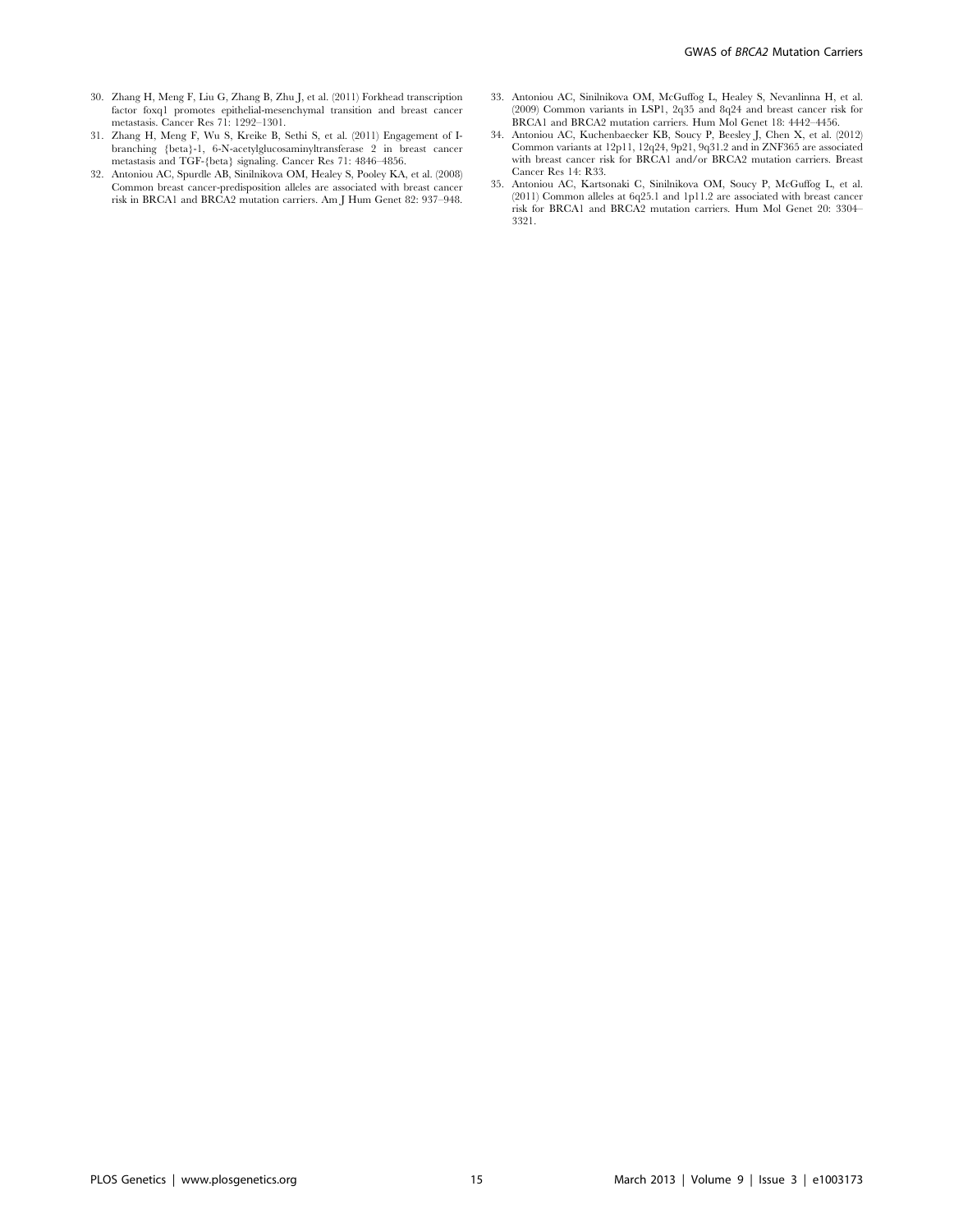30. Zhang H, Meng F, Liu G, Zhang B, Zhu J, et al. (2011) Forkhead transcription factor foxq1 promotes epithelial-mesenchymal transition and breast cancer metastasis. Cancer Res 71: 1292–1301.
31. Zhang H, Meng F, Wu S, Kreike B, Sethi S, et al. (2011) Engagement of I-branching {beta}-1, 6-N-acetylglucosaminyltransferase 2 in breast cancer metastasis and TGF-{beta} signaling. Cancer Res 71: 4846–4856.
32. Antoniou AC, Spurdle AB, Sinilnikova OM, Healey S, Pooley KA, et al. (2008) Common breast cancer-predisposition alleles are associated with breast cancer risk in BRCA1 and BRCA2 mutation carriers. Am J Hum Genet 82: 937–948.
33. Antoniou AC, Sinilnikova OM, McGuffog L, Healey S, Nevanlinna H, et al. (2009) Common variants in LSP1, 2q35 and 8q24 and breast cancer risk for BRCA1 and BRCA2 mutation carriers. Hum Mol Genet 18: 4442–4456.
34. Antoniou AC, Kuchenbaecker KB, Soucy P, Beesley J, Chen X, et al. (2012) Common variants at 12p11, 12q24, 9p21, 9q31.2 and in ZNF365 are associated with breast cancer risk for BRCA1 and/or BRCA2 mutation carriers. Breast Cancer Res 14: R33.
35. Antoniou AC, Kartsonaki C, Sinilnikova OM, Soucy P, McGuffog L, et al. (2011) Common alleles at 6q25.1 and 1p11.2 are associated with breast cancer risk for BRCA1 and BRCA2 mutation carriers. Hum Mol Genet 20: 3304–3321.